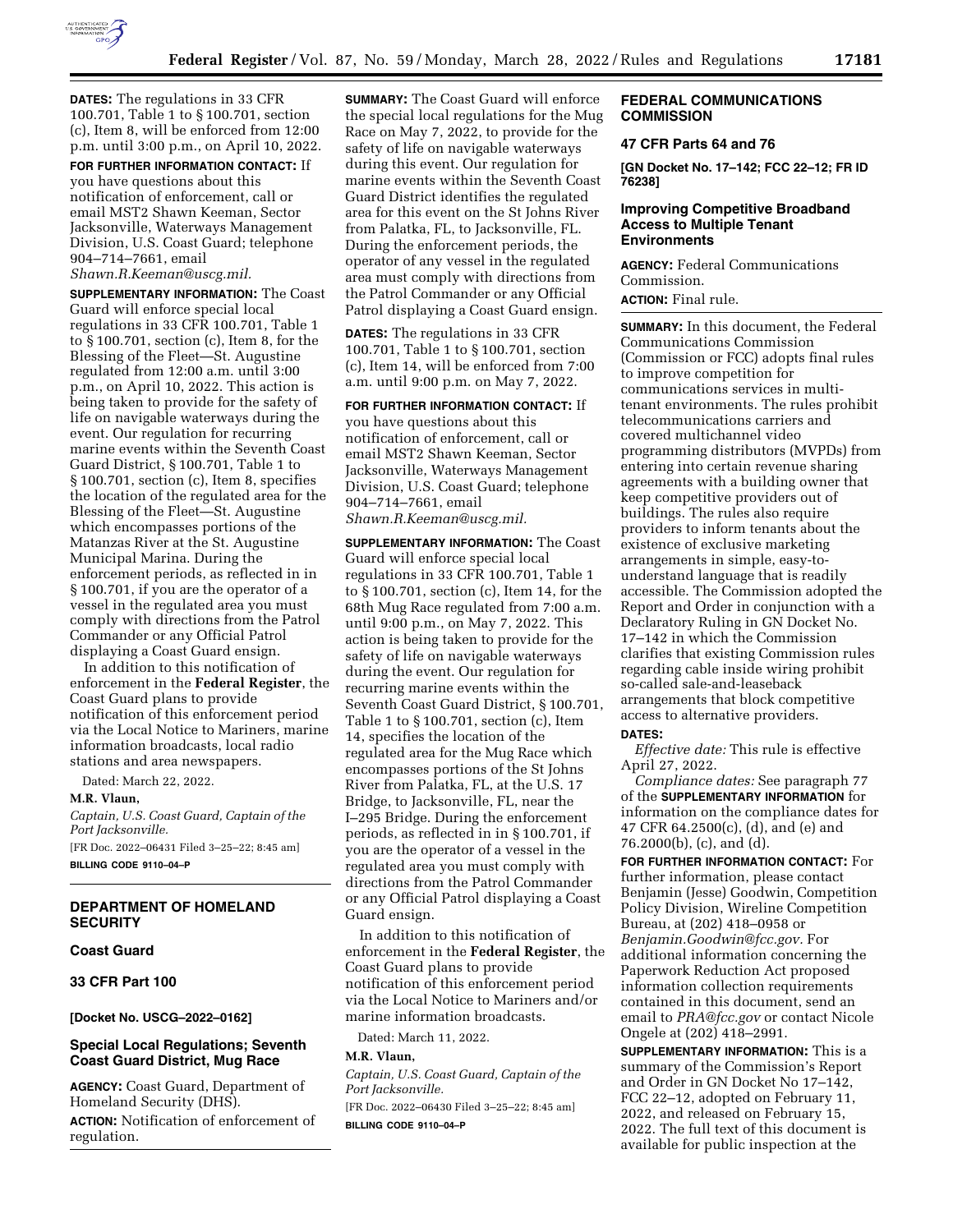**DATES:** The regulations in 33 CFR 100.701, Table 1 to § 100.701, section (c), Item 8, will be enforced from 12:00 p.m. until 3:00 p.m., on April 10, 2022.

**FOR FURTHER INFORMATION CONTACT:** If you have questions about this notification of enforcement, call or email MST2 Shawn Keeman, Sector Jacksonville, Waterways Management Division, U.S. Coast Guard; telephone 904–714–7661, email *Shawn.R.Keeman@uscg.mil.*

**SUPPLEMENTARY INFORMATION:** The Coast Guard will enforce special local regulations in 33 CFR 100.701, Table 1 to § 100.701, section (c), Item 8, for the Blessing of the Fleet—St. Augustine regulated from 12:00 a.m. until 3:00 p.m., on April 10, 2022. This action is being taken to provide for the safety of life on navigable waterways during the event. Our regulation for recurring marine events within the Seventh Coast Guard District, § 100.701, Table 1 to § 100.701, section (c), Item 8, specifies the location of the regulated area for the Blessing of the Fleet—St. Augustine which encompasses portions of the Matanzas River at the St. Augustine Municipal Marina. During the enforcement periods, as reflected in in § 100.701, if you are the operator of a vessel in the regulated area you must comply with directions from the Patrol Commander or any Official Patrol displaying a Coast Guard ensign.

In addition to this notification of enforcement in the **Federal Register**, the Coast Guard plans to provide notification of this enforcement period via the Local Notice to Mariners, marine information broadcasts, local radio stations and area newspapers.

Dated: March 22, 2022.

**M.R. Vlaun,**

*Captain, U.S. Coast Guard, Captain of the Port Jacksonville.*

[FR Doc. 2022–06431 Filed 3–25–22; 8:45 am]

**BILLING CODE 9110–04–P**

---

## DEPARTMENT OF HOMELAND SECURITY

### Coast Guard

### 33 CFR Part 100

**[Docket No. USCG–2022–0162]**

### Special Local Regulations; Seventh Coast Guard District, Mug Race

**AGENCY:** Coast Guard, Department of Homeland Security (DHS).

**ACTION:** Notification of enforcement of regulation.

**SUMMARY:** The Coast Guard will enforce the special local regulations for the Mug Race on May 7, 2022, to provide for the safety of life on navigable waterways during this event. Our regulation for marine events within the Seventh Coast Guard District identifies the regulated area for this event on the St Johns River from Palatka, FL, to Jacksonville, FL. During the enforcement periods, the operator of any vessel in the regulated area must comply with directions from the Patrol Commander or any Official Patrol displaying a Coast Guard ensign.

**DATES:** The regulations in 33 CFR 100.701, Table 1 to § 100.701, section (c), Item 14, will be enforced from 7:00 a.m. until 9:00 p.m. on May 7, 2022.

**FOR FURTHER INFORMATION CONTACT:** If you have questions about this notification of enforcement, call or email MST2 Shawn Keeman, Sector Jacksonville, Waterways Management Division, U.S. Coast Guard; telephone 904–714–7661, email *Shawn.R.Keeman@uscg.mil.*

**SUPPLEMENTARY INFORMATION:** The Coast Guard will enforce special local regulations in 33 CFR 100.701, Table 1 to § 100.701, section (c), Item 14, for the 68th Mug Race regulated from 7:00 a.m. until 9:00 p.m., on May 7, 2022. This action is being taken to provide for the safety of life on navigable waterways during the event. Our regulation for recurring marine events within the Seventh Coast Guard District, § 100.701, Table 1 to § 100.701, section (c), Item 14, specifies the location of the regulated area for the Mug Race which encompasses portions of the St Johns River from Palatka, FL, at the U.S. 17 Bridge, to Jacksonville, FL, near the I–295 Bridge. During the enforcement periods, as reflected in in § 100.701, if you are the operator of a vessel in the regulated area you must comply with directions from the Patrol Commander or any Official Patrol displaying a Coast Guard ensign.

In addition to this notification of enforcement in the **Federal Register**, the Coast Guard plans to provide notification of this enforcement period via the Local Notice to Mariners and/or marine information broadcasts.

Dated: March 11, 2022.

**M.R. Vlaun,**

*Captain, U.S. Coast Guard, Captain of the Port Jacksonville.*

[FR Doc. 2022–06430 Filed 3–25–22; 8:45 am]

**BILLING CODE 9110–04–P**

---

## FEDERAL COMMUNICATIONS COMMISSION

### 47 CFR Parts 64 and 76

**[GN Docket No. 17–142; FCC 22–12; FR ID 76238]**

### Improving Competitive Broadband Access to Multiple Tenant Environments

**AGENCY:** Federal Communications Commission.

**ACTION:** Final rule.

**SUMMARY:** In this document, the Federal Communications Commission (Commission or FCC) adopts final rules to improve competition for communications services in multi-tenant environments. The rules prohibit telecommunications carriers and covered multichannel video programming distributors (MVPDs) from entering into certain revenue sharing agreements with a building owner that keep competitive providers out of buildings. The rules also require providers to inform tenants about the existence of exclusive marketing arrangements in simple, easy-to-understand language that is readily accessible. The Commission adopted the Report and Order in conjunction with a Declaratory Ruling in GN Docket No. 17–142 in which the Commission clarifies that existing Commission rules regarding cable inside wiring prohibit so-called sale-and-leaseback arrangements that block competitive access to alternative providers.

**DATES:**

*Effective date:* This rule is effective April 27, 2022.

*Compliance dates:* See paragraph 77 of the **SUPPLEMENTARY INFORMATION** for information on the compliance dates for 47 CFR 64.2500(c), (d), and (e) and 76.2000(b), (c), and (d).

**FOR FURTHER INFORMATION CONTACT:** For further information, please contact Benjamin (Jesse) Goodwin, Competition Policy Division, Wireline Competition Bureau, at (202) 418–0958 or *Benjamin.Goodwin@fcc.gov.* For additional information concerning the Paperwork Reduction Act proposed information collection requirements contained in this document, send an email to *PRA@fcc.gov* or contact Nicole Ongele at (202) 418–2991.

**SUPPLEMENTARY INFORMATION:** This is a summary of the Commission's Report and Order in GN Docket No 17–142, FCC 22–12, adopted on February 11, 2022, and released on February 15, 2022. The full text of this document is available for public inspection at the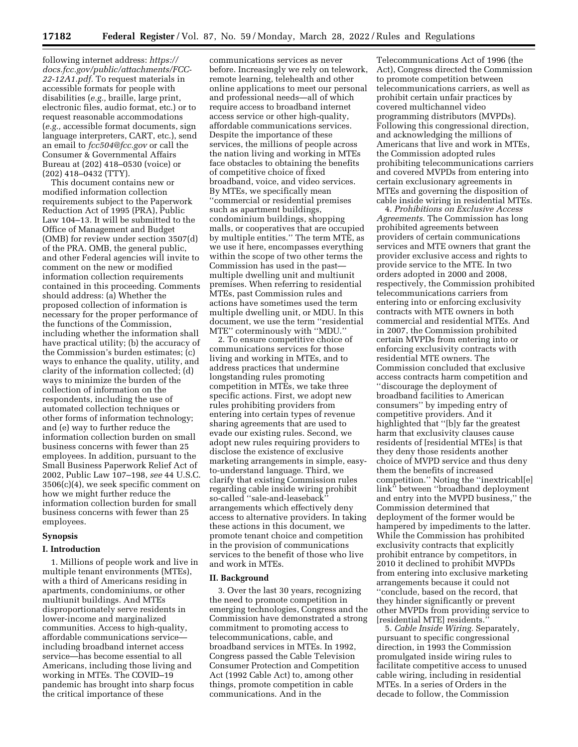following internet address: *https://docs.fcc.gov/public/attachments/FCC-22-12A1.pdf*. To request materials in accessible formats for people with disabilities (*e.g.,* braille, large print, electronic files, audio format, etc.) or to request reasonable accommodations (*e.g.,* accessible format documents, sign language interpreters, CART, etc.), send an email to *fcc504@fcc.gov* or call the Consumer & Governmental Affairs Bureau at (202) 418–0530 (voice) or (202) 418–0432 (TTY).

This document contains new or modified information collection requirements subject to the Paperwork Reduction Act of 1995 (PRA), Public Law 104–13. It will be submitted to the Office of Management and Budget (OMB) for review under section 3507(d) of the PRA. OMB, the general public, and other Federal agencies will invite to comment on the new or modified information collection requirements contained in this proceeding. Comments should address: (a) Whether the proposed collection of information is necessary for the proper performance of the functions of the Commission, including whether the information shall have practical utility; (b) the accuracy of the Commission's burden estimates; (c) ways to enhance the quality, utility, and clarity of the information collected; (d) ways to minimize the burden of the collection of information on the respondents, including the use of automated collection techniques or other forms of information technology; and (e) way to further reduce the information collection burden on small business concerns with fewer than 25 employees. In addition, pursuant to the Small Business Paperwork Relief Act of 2002, Public Law 107–198, *see* 44 U.S.C. 3506(c)(4), we seek specific comment on how we might further reduce the information collection burden for small business concerns with fewer than 25 employees.

## Synopsis

### I. Introduction

1. Millions of people work and live in multiple tenant environments (MTEs), with a third of Americans residing in apartments, condominiums, or other multiunit buildings. And MTEs disproportionately serve residents in lower-income and marginalized communities. Access to high-quality, affordable communications service—including broadband internet access service—has become essential to all Americans, including those living and working in MTEs. The COVID–19 pandemic has brought into sharp focus the critical importance of these communications services as never before. Increasingly we rely on telework, remote learning, telehealth and other online applications to meet our personal and professional needs—all of which require access to broadband internet access service or other high-quality, affordable communications services. Despite the importance of these services, the millions of people across the nation living and working in MTEs face obstacles to obtaining the benefits of competitive choice of fixed broadband, voice, and video services. By MTEs, we specifically mean ''commercial or residential premises such as apartment buildings, condominium buildings, shopping malls, or cooperatives that are occupied by multiple entities.'' The term MTE, as we use it here, encompasses everything within the scope of two other terms the Commission has used in the past—multiple dwelling unit and multiunit premises. When referring to residential MTEs, past Commission rules and actions have sometimes used the term multiple dwelling unit, or MDU. In this document, we use the term ''residential MTE'' coterminously with ''MDU.''

2. To ensure competitive choice of communications services for those living and working in MTEs, and to address practices that undermine longstanding rules promoting competition in MTEs, we take three specific actions. First, we adopt new rules prohibiting providers from entering into certain types of revenue sharing agreements that are used to evade our existing rules. Second, we adopt new rules requiring providers to disclose the existence of exclusive marketing arrangements in simple, easy-to-understand language. Third, we clarify that existing Commission rules regarding cable inside wiring prohibit so-called ''sale-and-leaseback'' arrangements which effectively deny access to alternative providers. In taking these actions in this document, we promote tenant choice and competition in the provision of communications services to the benefit of those who live and work in MTEs.

### II. Background

3. Over the last 30 years, recognizing the need to promote competition in emerging technologies, Congress and the Commission have demonstrated a strong commitment to promoting access to telecommunications, cable, and broadband services in MTEs. In 1992, Congress passed the Cable Television Consumer Protection and Competition Act (1992 Cable Act) to, among other things, promote competition in cable communications. And in the Telecommunications Act of 1996 (the Act), Congress directed the Commission to promote competition between telecommunications carriers, as well as prohibit certain unfair practices by covered multichannel video programming distributors (MVPDs). Following this congressional direction, and acknowledging the millions of Americans that live and work in MTEs, the Commission adopted rules prohibiting telecommunications carriers and covered MVPDs from entering into certain exclusionary agreements in MTEs and governing the disposition of cable inside wiring in residential MTEs.

4. *Prohibitions on Exclusive Access Agreements.* The Commission has long prohibited agreements between providers of certain communications services and MTE owners that grant the provider exclusive access and rights to provide service to the MTE. In two orders adopted in 2000 and 2008, respectively, the Commission prohibited telecommunications carriers from entering into or enforcing exclusivity contracts with MTE owners in both commercial and residential MTEs. And in 2007, the Commission prohibited certain MVPDs from entering into or enforcing exclusivity contracts with residential MTE owners. The Commission concluded that exclusive access contracts harm competition and ''discourage the deployment of broadband facilities to American consumers'' by impeding entry of competitive providers. And it highlighted that ''[b]y far the greatest harm that exclusivity clauses cause residents of [residential MTEs] is that they deny those residents another choice of MVPD service and thus deny them the benefits of increased competition.'' Noting the ''inextricabl[e] link'' between ''broadband deployment and entry into the MVPD business,'' the Commission determined that deployment of the former would be hampered by impediments to the latter. While the Commission has prohibited exclusivity contracts that explicitly prohibit entrance by competitors, in 2010 it declined to prohibit MVPDs from entering into exclusive marketing arrangements because it could not ''conclude, based on the record, that they hinder significantly or prevent other MVPDs from providing service to [residential MTE] residents.''

5. *Cable Inside Wiring.* Separately, pursuant to specific congressional direction, in 1993 the Commission promulgated inside wiring rules to facilitate competitive access to unused cable wiring, including in residential MTEs. In a series of Orders in the decade to follow, the Commission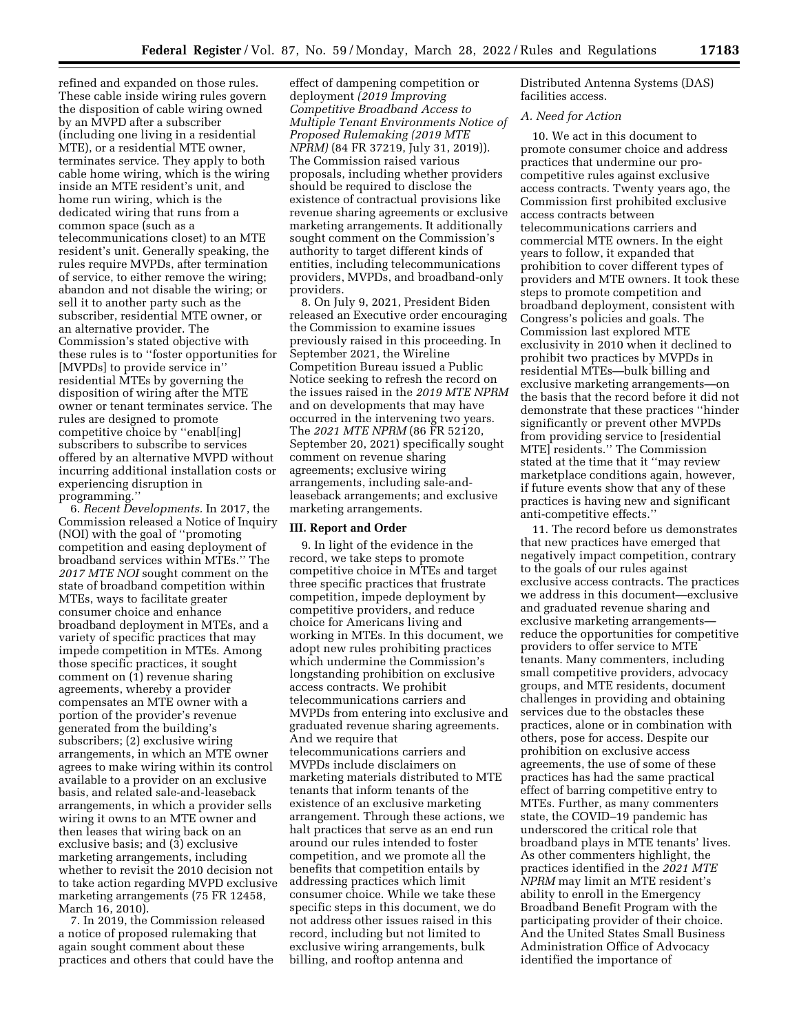refined and expanded on those rules. These cable inside wiring rules govern the disposition of cable wiring owned by an MVPD after a subscriber (including one living in a residential MTE), or a residential MTE owner, terminates service. They apply to both cable home wiring, which is the wiring inside an MTE resident's unit, and home run wiring, which is the dedicated wiring that runs from a common space (such as a telecommunications closet) to an MTE resident's unit. Generally speaking, the rules require MVPDs, after termination of service, to either remove the wiring; abandon and not disable the wiring; or sell it to another party such as the subscriber, residential MTE owner, or an alternative provider. The Commission's stated objective with these rules is to ''foster opportunities for [MVPDs] to provide service in'' residential MTEs by governing the disposition of wiring after the MTE owner or tenant terminates service. The rules are designed to promote competitive choice by ''enabl[ing] subscribers to subscribe to services offered by an alternative MVPD without incurring additional installation costs or experiencing disruption in programming.''

6. *Recent Developments.* In 2017, the Commission released a Notice of Inquiry (NOI) with the goal of ''promoting competition and easing deployment of broadband services within MTEs.'' The *2017 MTE NOI* sought comment on the state of broadband competition within MTEs, ways to facilitate greater consumer choice and enhance broadband deployment in MTEs, and a variety of specific practices that may impede competition in MTEs. Among those specific practices, it sought comment on (1) revenue sharing agreements, whereby a provider compensates an MTE owner with a portion of the provider's revenue generated from the building's subscribers; (2) exclusive wiring arrangements, in which an MTE owner agrees to make wiring within its control available to a provider on an exclusive basis, and related sale-and-leaseback arrangements, in which a provider sells wiring it owns to an MTE owner and then leases that wiring back on an exclusive basis; and (3) exclusive marketing arrangements, including whether to revisit the 2010 decision not to take action regarding MVPD exclusive marketing arrangements (75 FR 12458, March 16, 2010).

7. In 2019, the Commission released a notice of proposed rulemaking that again sought comment about these practices and others that could have the effect of dampening competition or deployment *(2019 Improving Competitive Broadband Access to Multiple Tenant Environments Notice of Proposed Rulemaking (2019 MTE NPRM)* (84 FR 37219, July 31, 2019)). The Commission raised various proposals, including whether providers should be required to disclose the existence of contractual provisions like revenue sharing agreements or exclusive marketing arrangements. It additionally sought comment on the Commission's authority to target different kinds of entities, including telecommunications providers, MVPDs, and broadband-only providers.

8. On July 9, 2021, President Biden released an Executive order encouraging the Commission to examine issues previously raised in this proceeding. In September 2021, the Wireline Competition Bureau issued a Public Notice seeking to refresh the record on the issues raised in the *2019 MTE NPRM* and on developments that may have occurred in the intervening two years. The *2021 MTE NPRM* (86 FR 52120, September 20, 2021) specifically sought comment on revenue sharing agreements; exclusive wiring arrangements, including sale-and-leaseback arrangements; and exclusive marketing arrangements.

## III. Report and Order

9. In light of the evidence in the record, we take steps to promote competitive choice in MTEs and target three specific practices that frustrate competition, impede deployment by competitive providers, and reduce choice for Americans living and working in MTEs. In this document, we adopt new rules prohibiting practices which undermine the Commission's longstanding prohibition on exclusive access contracts. We prohibit telecommunications carriers and MVPDs from entering into exclusive and graduated revenue sharing agreements. And we require that telecommunications carriers and MVPDs include disclaimers on marketing materials distributed to MTE tenants that inform tenants of the existence of an exclusive marketing arrangement. Through these actions, we halt practices that serve as an end run around our rules intended to foster competition, and we promote all the benefits that competition entails by addressing practices which limit consumer choice. While we take these specific steps in this document, we do not address other issues raised in this record, including but not limited to exclusive wiring arrangements, bulk billing, and rooftop antenna and Distributed Antenna Systems (DAS) facilities access.

### A. Need for Action

10. We act in this document to promote consumer choice and address practices that undermine our pro-competitive rules against exclusive access contracts. Twenty years ago, the Commission first prohibited exclusive access contracts between telecommunications carriers and commercial MTE owners. In the eight years to follow, it expanded that prohibition to cover different types of providers and MTE owners. It took these steps to promote competition and broadband deployment, consistent with Congress's policies and goals. The Commission last explored MTE exclusivity in 2010 when it declined to prohibit two practices by MVPDs in residential MTEs—bulk billing and exclusive marketing arrangements—on the basis that the record before it did not demonstrate that these practices ''hinder significantly or prevent other MVPDs from providing service to [residential MTE] residents.'' The Commission stated at the time that it ''may review marketplace conditions again, however, if future events show that any of these practices is having new and significant anti-competitive effects.''

11. The record before us demonstrates that new practices have emerged that negatively impact competition, contrary to the goals of our rules against exclusive access contracts. The practices we address in this document—exclusive and graduated revenue sharing and exclusive marketing arrangements—reduce the opportunities for competitive providers to offer service to MTE tenants. Many commenters, including small competitive providers, advocacy groups, and MTE residents, document challenges in providing and obtaining services due to the obstacles these practices, alone or in combination with others, pose for access. Despite our prohibition on exclusive access agreements, the use of some of these practices has had the same practical effect of barring competitive entry to MTEs. Further, as many commenters state, the COVID–19 pandemic has underscored the critical role that broadband plays in MTE tenants' lives. As other commenters highlight, the practices identified in the *2021 MTE NPRM* may limit an MTE resident's ability to enroll in the Emergency Broadband Benefit Program with the participating provider of their choice. And the United States Small Business Administration Office of Advocacy identified the importance of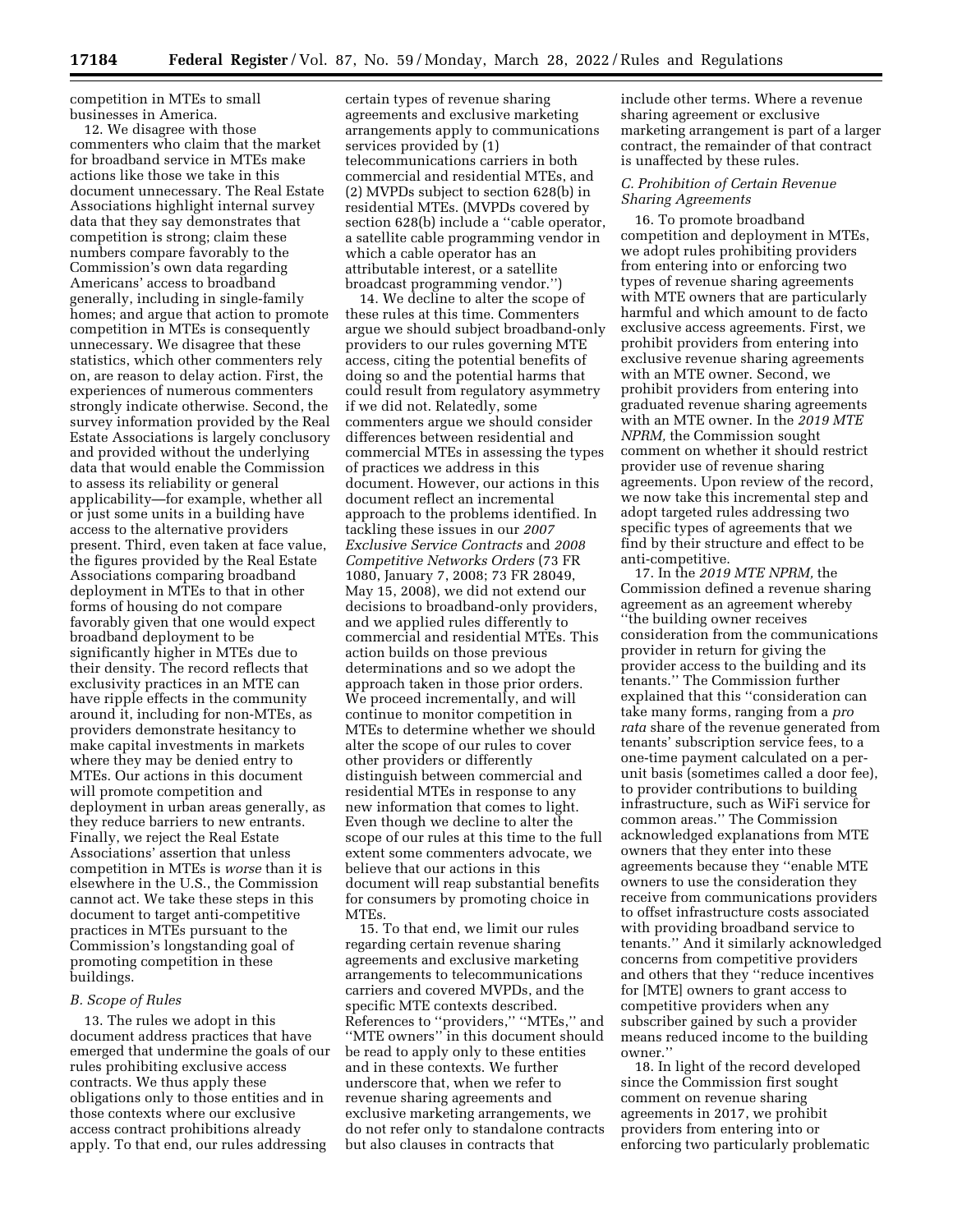competition in MTEs to small businesses in America.

12. We disagree with those commenters who claim that the market for broadband service in MTEs make actions like those we take in this document unnecessary. The Real Estate Associations highlight internal survey data that they say demonstrates that competition is strong; claim these numbers compare favorably to the Commission's own data regarding Americans' access to broadband generally, including in single-family homes; and argue that action to promote competition in MTEs is consequently unnecessary. We disagree that these statistics, which other commenters rely on, are reason to delay action. First, the experiences of numerous commenters strongly indicate otherwise. Second, the survey information provided by the Real Estate Associations is largely conclusory and provided without the underlying data that would enable the Commission to assess its reliability or general applicability—for example, whether all or just some units in a building have access to the alternative providers present. Third, even taken at face value, the figures provided by the Real Estate Associations comparing broadband deployment in MTEs to that in other forms of housing do not compare favorably given that one would expect broadband deployment to be significantly higher in MTEs due to their density. The record reflects that exclusivity practices in an MTE can have ripple effects in the community around it, including for non-MTEs, as providers demonstrate hesitancy to make capital investments in markets where they may be denied entry to MTEs. Our actions in this document will promote competition and deployment in urban areas generally, as they reduce barriers to new entrants. Finally, we reject the Real Estate Associations' assertion that unless competition in MTEs is *worse* than it is elsewhere in the U.S., the Commission cannot act. We take these steps in this document to target anti-competitive practices in MTEs pursuant to the Commission's longstanding goal of promoting competition in these buildings.

### B. Scope of Rules

13. The rules we adopt in this document address practices that have emerged that undermine the goals of our rules prohibiting exclusive access contracts. We thus apply these obligations only to those entities and in those contexts where our exclusive access contract prohibitions already apply. To that end, our rules addressing certain types of revenue sharing agreements and exclusive marketing arrangements apply to communications services provided by (1) telecommunications carriers in both commercial and residential MTEs, and (2) MVPDs subject to section 628(b) in residential MTEs. (MVPDs covered by section 628(b) include a ''cable operator, a satellite cable programming vendor in which a cable operator has an attributable interest, or a satellite broadcast programming vendor.'')

14. We decline to alter the scope of these rules at this time. Commenters argue we should subject broadband-only providers to our rules governing MTE access, citing the potential benefits of doing so and the potential harms that could result from regulatory asymmetry if we did not. Relatedly, some commenters argue we should consider differences between residential and commercial MTEs in assessing the types of practices we address in this document. However, our actions in this document reflect an incremental approach to the problems identified. In tackling these issues in our *2007 Exclusive Service Contracts* and *2008 Competitive Networks Orders* (73 FR 1080, January 7, 2008; 73 FR 28049, May 15, 2008), we did not extend our decisions to broadband-only providers, and we applied rules differently to commercial and residential MTEs. This action builds on those previous determinations and so we adopt the approach taken in those prior orders. We proceed incrementally, and will continue to monitor competition in MTEs to determine whether we should alter the scope of our rules to cover other providers or differently distinguish between commercial and residential MTEs in response to any new information that comes to light. Even though we decline to alter the scope of our rules at this time to the full extent some commenters advocate, we believe that our actions in this document will reap substantial benefits for consumers by promoting choice in MTEs.

15. To that end, we limit our rules regarding certain revenue sharing agreements and exclusive marketing arrangements to telecommunications carriers and covered MVPDs, and the specific MTE contexts described. References to ''providers,'' ''MTEs,'' and ''MTE owners'' in this document should be read to apply only to these entities and in these contexts. We further underscore that, when we refer to revenue sharing agreements and exclusive marketing arrangements, we do not refer only to standalone contracts but also clauses in contracts that include other terms. Where a revenue sharing agreement or exclusive marketing arrangement is part of a larger contract, the remainder of that contract is unaffected by these rules.

### C. Prohibition of Certain Revenue Sharing Agreements

16. To promote broadband competition and deployment in MTEs, we adopt rules prohibiting providers from entering into or enforcing two types of revenue sharing agreements with MTE owners that are particularly harmful and which amount to de facto exclusive access agreements. First, we prohibit providers from entering into exclusive revenue sharing agreements with an MTE owner. Second, we prohibit providers from entering into graduated revenue sharing agreements with an MTE owner. In the *2019 MTE NPRM,* the Commission sought comment on whether it should restrict provider use of revenue sharing agreements. Upon review of the record, we now take this incremental step and adopt targeted rules addressing two specific types of agreements that we find by their structure and effect to be anti-competitive.

17. In the *2019 MTE NPRM,* the Commission defined a revenue sharing agreement as an agreement whereby ''the building owner receives consideration from the communications provider in return for giving the provider access to the building and its tenants.'' The Commission further explained that this ''consideration can take many forms, ranging from a *pro rata* share of the revenue generated from tenants' subscription service fees, to a one-time payment calculated on a per-unit basis (sometimes called a door fee), to provider contributions to building infrastructure, such as WiFi service for common areas.'' The Commission acknowledged explanations from MTE owners that they enter into these agreements because they ''enable MTE owners to use the consideration they receive from communications providers to offset infrastructure costs associated with providing broadband service to tenants.'' And it similarly acknowledged concerns from competitive providers and others that they ''reduce incentives for [MTE] owners to grant access to competitive providers when any subscriber gained by such a provider means reduced income to the building owner.''

18. In light of the record developed since the Commission first sought comment on revenue sharing agreements in 2017, we prohibit providers from entering into or enforcing two particularly problematic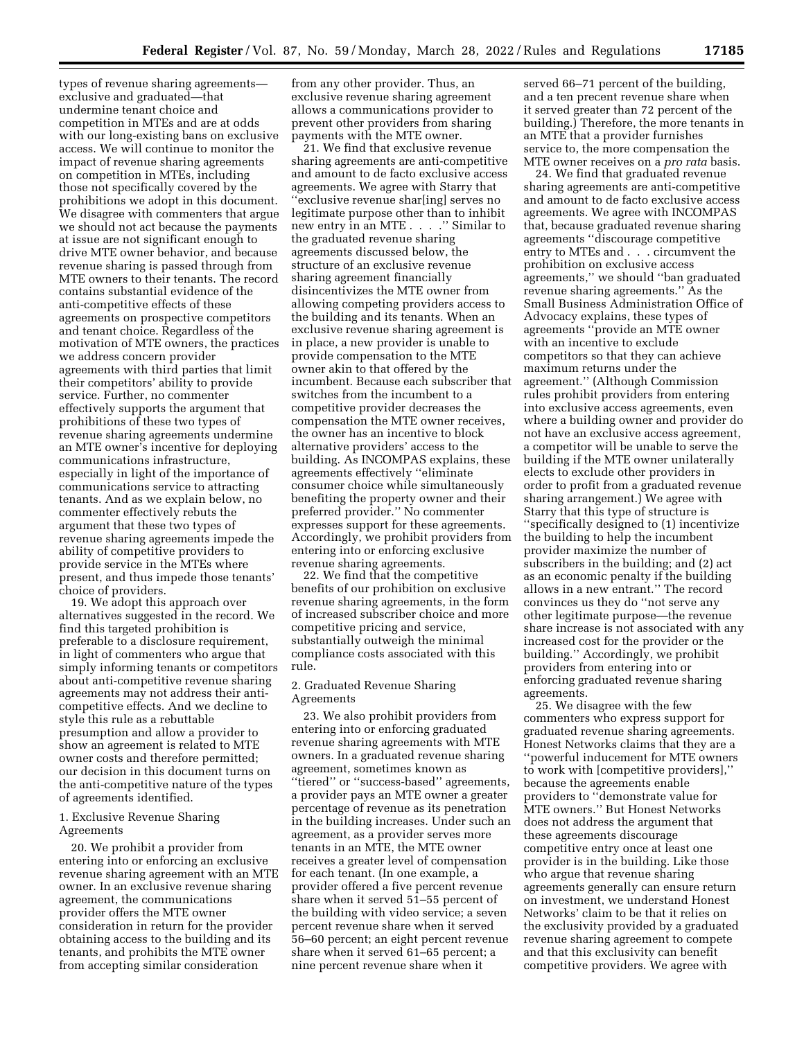types of revenue sharing agreements—exclusive and graduated—that undermine tenant choice and competition in MTEs and are at odds with our long-existing bans on exclusive access. We will continue to monitor the impact of revenue sharing agreements on competition in MTEs, including those not specifically covered by the prohibitions we adopt in this document. We disagree with commenters that argue we should not act because the payments at issue are not significant enough to drive MTE owner behavior, and because revenue sharing is passed through from MTE owners to their tenants. The record contains substantial evidence of the anti-competitive effects of these agreements on prospective competitors and tenant choice. Regardless of the motivation of MTE owners, the practices we address concern provider agreements with third parties that limit their competitors' ability to provide service. Further, no commenter effectively supports the argument that prohibitions of these two types of revenue sharing agreements undermine an MTE owner's incentive for deploying communications infrastructure, especially in light of the importance of communications service to attracting tenants. And as we explain below, no commenter effectively rebuts the argument that these two types of revenue sharing agreements impede the ability of competitive providers to provide service in the MTEs where present, and thus impede those tenants' choice of providers.

19. We adopt this approach over alternatives suggested in the record. We find this targeted prohibition is preferable to a disclosure requirement, in light of commenters who argue that simply informing tenants or competitors about anti-competitive revenue sharing agreements may not address their anti-competitive effects. And we decline to style this rule as a rebuttable presumption and allow a provider to show an agreement is related to MTE owner costs and therefore permitted; our decision in this document turns on the anti-competitive nature of the types of agreements identified.

### 1. Exclusive Revenue Sharing Agreements

20. We prohibit a provider from entering into or enforcing an exclusive revenue sharing agreement with an MTE owner. In an exclusive revenue sharing agreement, the communications provider offers the MTE owner consideration in return for the provider obtaining access to the building and its tenants, and prohibits the MTE owner from accepting similar consideration from any other provider. Thus, an exclusive revenue sharing agreement allows a communications provider to prevent other providers from sharing payments with the MTE owner.

21. We find that exclusive revenue sharing agreements are anti-competitive and amount to de facto exclusive access agreements. We agree with Starry that "exclusive revenue shar[ing] serves no legitimate purpose other than to inhibit new entry in an MTE . . . ." Similar to the graduated revenue sharing agreements discussed below, the structure of an exclusive revenue sharing agreement financially disincentivizes the MTE owner from allowing competing providers access to the building and its tenants. When an exclusive revenue sharing agreement is in place, a new provider is unable to provide compensation to the MTE owner akin to that offered by the incumbent. Because each subscriber that switches from the incumbent to a competitive provider decreases the compensation the MTE owner receives, the owner has an incentive to block alternative providers' access to the building. As INCOMPAS explains, these agreements effectively "eliminate consumer choice while simultaneously benefiting the property owner and their preferred provider." No commenter expresses support for these agreements. Accordingly, we prohibit providers from entering into or enforcing exclusive revenue sharing agreements.

22. We find that the competitive benefits of our prohibition on exclusive revenue sharing agreements, in the form of increased subscriber choice and more competitive pricing and service, substantially outweigh the minimal compliance costs associated with this rule.

### 2. Graduated Revenue Sharing Agreements

23. We also prohibit providers from entering into or enforcing graduated revenue sharing agreements with MTE owners. In a graduated revenue sharing agreement, sometimes known as "tiered" or "success-based" agreements, a provider pays an MTE owner a greater percentage of revenue as its penetration in the building increases. Under such an agreement, as a provider serves more tenants in an MTE, the MTE owner receives a greater level of compensation for each tenant. (In one example, a provider offered a five percent revenue share when it served 51–55 percent of the building with video service; a seven percent revenue share when it served 56–60 percent; an eight percent revenue share when it served 61–65 percent; a nine percent revenue share when it served 66–71 percent of the building, and a ten precent revenue share when it served greater than 72 percent of the building.) Therefore, the more tenants in an MTE that a provider furnishes service to, the more compensation the MTE owner receives on a *pro rata* basis.

24. We find that graduated revenue sharing agreements are anti-competitive and amount to de facto exclusive access agreements. We agree with INCOMPAS that, because graduated revenue sharing agreements "discourage competitive entry to MTEs and . . . circumvent the prohibition on exclusive access agreements," we should "ban graduated revenue sharing agreements." As the Small Business Administration Office of Advocacy explains, these types of agreements "provide an MTE owner with an incentive to exclude competitors so that they can achieve maximum returns under the agreement." (Although Commission rules prohibit providers from entering into exclusive access agreements, even where a building owner and provider do not have an exclusive access agreement, a competitor will be unable to serve the building if the MTE owner unilaterally elects to exclude other providers in order to profit from a graduated revenue sharing arrangement.) We agree with Starry that this type of structure is "specifically designed to (1) incentivize the building to help the incumbent provider maximize the number of subscribers in the building; and (2) act as an economic penalty if the building allows in a new entrant." The record convinces us they do "not serve any other legitimate purpose—the revenue share increase is not associated with any increased cost for the provider or the building." Accordingly, we prohibit providers from entering into or enforcing graduated revenue sharing agreements.

25. We disagree with the few commenters who express support for graduated revenue sharing agreements. Honest Networks claims that they are a "powerful inducement for MTE owners to work with [competitive providers]," because the agreements enable providers to "demonstrate value for MTE owners." But Honest Networks does not address the argument that these agreements discourage competitive entry once at least one provider is in the building. Like those who argue that revenue sharing agreements generally can ensure return on investment, we understand Honest Networks' claim to be that it relies on the exclusivity provided by a graduated revenue sharing agreement to compete and that this exclusivity can benefit competitive providers. We agree with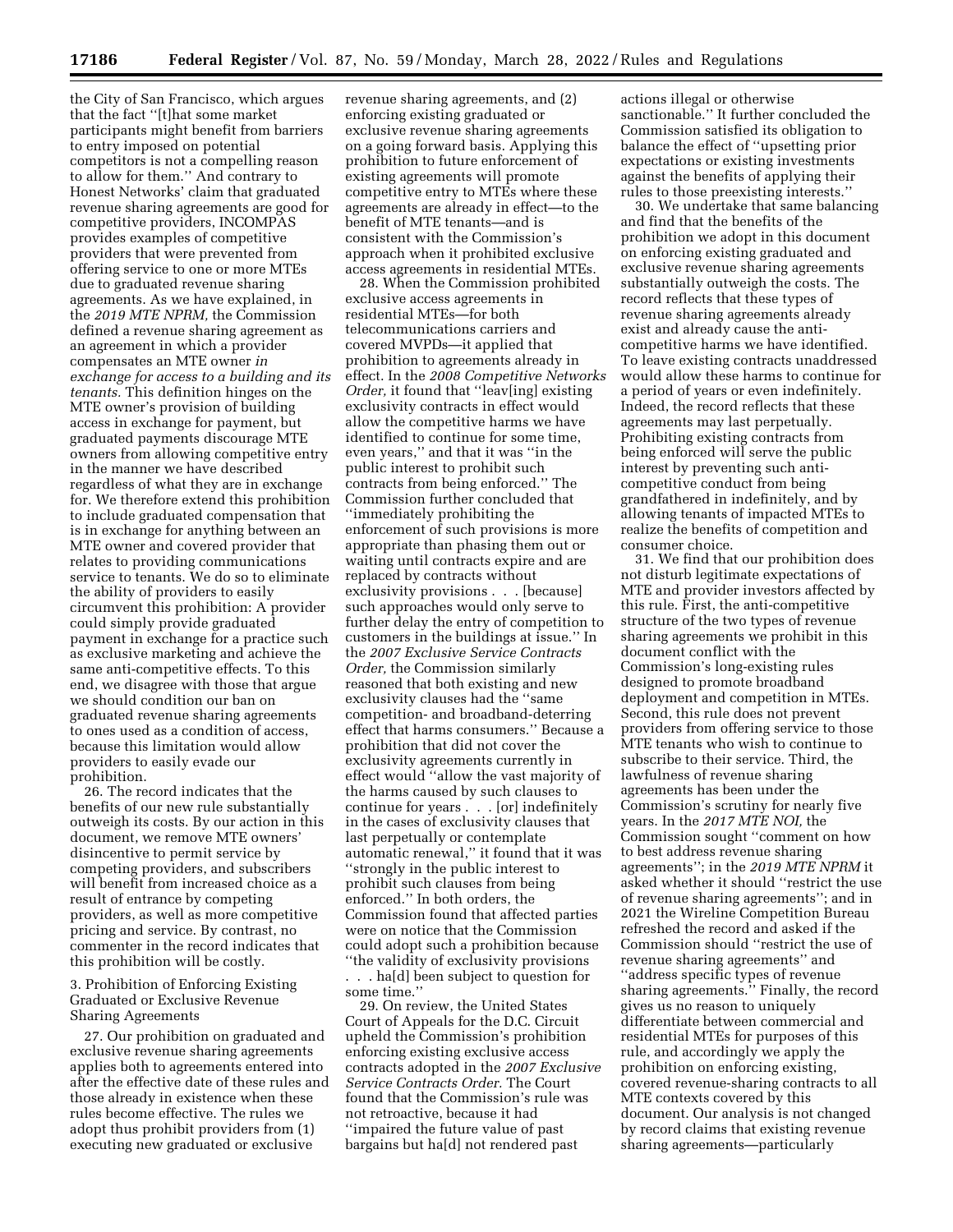the City of San Francisco, which argues that the fact "[t]hat some market participants might benefit from barriers to entry imposed on potential competitors is not a compelling reason to allow for them." And contrary to Honest Networks' claim that graduated revenue sharing agreements are good for competitive providers, INCOMPAS provides examples of competitive providers that were prevented from offering service to one or more MTEs due to graduated revenue sharing agreements. As we have explained, in the *2019 MTE NPRM,* the Commission defined a revenue sharing agreement as an agreement in which a provider compensates an MTE owner *in exchange for access to a building and its tenants.* This definition hinges on the MTE owner's provision of building access in exchange for payment, but graduated payments discourage MTE owners from allowing competitive entry in the manner we have described regardless of what they are in exchange for. We therefore extend this prohibition to include graduated compensation that is in exchange for anything between an MTE owner and covered provider that relates to providing communications service to tenants. We do so to eliminate the ability of providers to easily circumvent this prohibition: A provider could simply provide graduated payment in exchange for a practice such as exclusive marketing and achieve the same anti-competitive effects. To this end, we disagree with those that argue we should condition our ban on graduated revenue sharing agreements to ones used as a condition of access, because this limitation would allow providers to easily evade our prohibition.

26. The record indicates that the benefits of our new rule substantially outweigh its costs. By our action in this document, we remove MTE owners' disincentive to permit service by competing providers, and subscribers will benefit from increased choice as a result of entrance by competing providers, as well as more competitive pricing and service. By contrast, no commenter in the record indicates that this prohibition will be costly.

### 3. Prohibition of Enforcing Existing Graduated or Exclusive Revenue Sharing Agreements

27. Our prohibition on graduated and exclusive revenue sharing agreements applies both to agreements entered into after the effective date of these rules and those already in existence when these rules become effective. The rules we adopt thus prohibit providers from (1) executing new graduated or exclusive revenue sharing agreements, and (2) enforcing existing graduated or exclusive revenue sharing agreements on a going forward basis. Applying this prohibition to future enforcement of existing agreements will promote competitive entry to MTEs where these agreements are already in effect—to the benefit of MTE tenants—and is consistent with the Commission's approach when it prohibited exclusive access agreements in residential MTEs.

28. When the Commission prohibited exclusive access agreements in residential MTEs—for both telecommunications carriers and covered MVPDs—it applied that prohibition to agreements already in effect. In the *2008 Competitive Networks Order,* it found that "leav[ing] existing exclusivity contracts in effect would allow the competitive harms we have identified to continue for some time, even years," and that it was "in the public interest to prohibit such contracts from being enforced." The Commission further concluded that "immediately prohibiting the enforcement of such provisions is more appropriate than phasing them out or waiting until contracts expire and are replaced by contracts without exclusivity provisions . . . [because] such approaches would only serve to further delay the entry of competition to customers in the buildings at issue." In the *2007 Exclusive Service Contracts Order,* the Commission similarly reasoned that both existing and new exclusivity clauses had the "same competition- and broadband-deterring effect that harms consumers." Because a prohibition that did not cover the exclusivity agreements currently in effect would "allow the vast majority of the harms caused by such clauses to continue for years . . . [or] indefinitely in the cases of exclusivity clauses that last perpetually or contemplate automatic renewal," it found that it was "strongly in the public interest to prohibit such clauses from being enforced." In both orders, the Commission found that affected parties were on notice that the Commission could adopt such a prohibition because "the validity of exclusivity provisions . . . ha[d] been subject to question for some time."

29. On review, the United States Court of Appeals for the D.C. Circuit upheld the Commission's prohibition enforcing existing exclusive access contracts adopted in the *2007 Exclusive Service Contracts Order*. The Court found that the Commission's rule was not retroactive, because it had "impaired the future value of past bargains but ha[d] not rendered past actions illegal or otherwise sanctionable." It further concluded the Commission satisfied its obligation to balance the effect of "upsetting prior expectations or existing investments against the benefits of applying their rules to those preexisting interests."

30. We undertake that same balancing and find that the benefits of the prohibition we adopt in this document on enforcing existing graduated and exclusive revenue sharing agreements substantially outweigh the costs. The record reflects that these types of revenue sharing agreements already exist and already cause the anti-competitive harms we have identified. To leave existing contracts unaddressed would allow these harms to continue for a period of years or even indefinitely. Indeed, the record reflects that these agreements may last perpetually. Prohibiting existing contracts from being enforced will serve the public interest by preventing such anti-competitive conduct from being grandfathered in indefinitely, and by allowing tenants of impacted MTEs to realize the benefits of competition and consumer choice.

31. We find that our prohibition does not disturb legitimate expectations of MTE and provider investors affected by this rule. First, the anti-competitive structure of the two types of revenue sharing agreements we prohibit in this document conflict with the Commission's long-existing rules designed to promote broadband deployment and competition in MTEs. Second, this rule does not prevent providers from offering service to those MTE tenants who wish to continue to subscribe to their service. Third, the lawfulness of revenue sharing agreements has been under the Commission's scrutiny for nearly five years. In the *2017 MTE NOI,* the Commission sought "comment on how to best address revenue sharing agreements"; in the *2019 MTE NPRM* it asked whether it should "restrict the use of revenue sharing agreements"; and in 2021 the Wireline Competition Bureau refreshed the record and asked if the Commission should "restrict the use of revenue sharing agreements" and "address specific types of revenue sharing agreements." Finally, the record gives us no reason to uniquely differentiate between commercial and residential MTEs for purposes of this rule, and accordingly we apply the prohibition on enforcing existing, covered revenue-sharing contracts to all MTE contexts covered by this document. Our analysis is not changed by record claims that existing revenue sharing agreements—particularly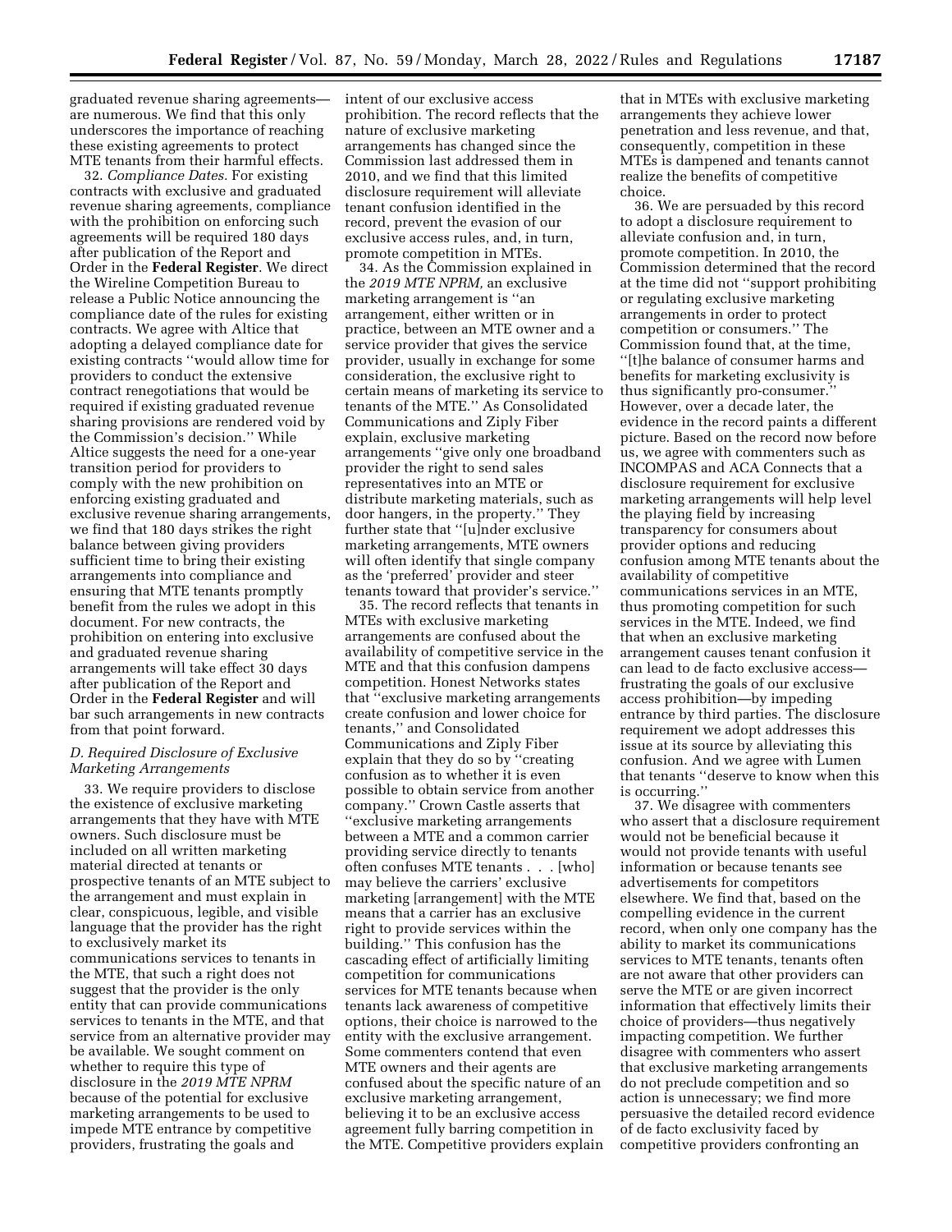graduated revenue sharing agreements—are numerous. We find that this only underscores the importance of reaching these existing agreements to protect MTE tenants from their harmful effects.

32. *Compliance Dates.* For existing contracts with exclusive and graduated revenue sharing agreements, compliance with the prohibition on enforcing such agreements will be required 180 days after publication of the Report and Order in the **Federal Register**. We direct the Wireline Competition Bureau to release a Public Notice announcing the compliance date of the rules for existing contracts. We agree with Altice that adopting a delayed compliance date for existing contracts ''would allow time for providers to conduct the extensive contract renegotiations that would be required if existing graduated revenue sharing provisions are rendered void by the Commission's decision.'' While Altice suggests the need for a one-year transition period for providers to comply with the new prohibition on enforcing existing graduated and exclusive revenue sharing arrangements, we find that 180 days strikes the right balance between giving providers sufficient time to bring their existing arrangements into compliance and ensuring that MTE tenants promptly benefit from the rules we adopt in this document. For new contracts, the prohibition on entering into exclusive and graduated revenue sharing arrangements will take effect 30 days after publication of the Report and Order in the **Federal Register** and will bar such arrangements in new contracts from that point forward.

## *D. Required Disclosure of Exclusive Marketing Arrangements*

33. We require providers to disclose the existence of exclusive marketing arrangements that they have with MTE owners. Such disclosure must be included on all written marketing material directed at tenants or prospective tenants of an MTE subject to the arrangement and must explain in clear, conspicuous, legible, and visible language that the provider has the right to exclusively market its communications services to tenants in the MTE, that such a right does not suggest that the provider is the only entity that can provide communications services to tenants in the MTE, and that service from an alternative provider may be available. We sought comment on whether to require this type of disclosure in the *2019 MTE NPRM* because of the potential for exclusive marketing arrangements to be used to impede MTE entrance by competitive providers, frustrating the goals and intent of our exclusive access prohibition. The record reflects that the nature of exclusive marketing arrangements has changed since the Commission last addressed them in 2010, and we find that this limited disclosure requirement will alleviate tenant confusion identified in the record, prevent the evasion of our exclusive access rules, and, in turn, promote competition in MTEs.

34. As the Commission explained in the *2019 MTE NPRM,* an exclusive marketing arrangement is ''an arrangement, either written or in practice, between an MTE owner and a service provider that gives the service provider, usually in exchange for some consideration, the exclusive right to certain means of marketing its service to tenants of the MTE.'' As Consolidated Communications and Ziply Fiber explain, exclusive marketing arrangements ''give only one broadband provider the right to send sales representatives into an MTE or distribute marketing materials, such as door hangers, in the property.'' They further state that ''[u]nder exclusive marketing arrangements, MTE owners will often identify that single company as the 'preferred' provider and steer tenants toward that provider's service.''

35. The record reflects that tenants in MTEs with exclusive marketing arrangements are confused about the availability of competitive service in the MTE and that this confusion dampens competition. Honest Networks states that ''exclusive marketing arrangements create confusion and lower choice for tenants,'' and Consolidated Communications and Ziply Fiber explain that they do so by ''creating confusion as to whether it is even possible to obtain service from another company.'' Crown Castle asserts that ''exclusive marketing arrangements between a MTE and a common carrier providing service directly to tenants often confuses MTE tenants . . . [who] may believe the carriers' exclusive marketing [arrangement] with the MTE means that a carrier has an exclusive right to provide services within the building.'' This confusion has the cascading effect of artificially limiting competition for communications services for MTE tenants because when tenants lack awareness of competitive options, their choice is narrowed to the entity with the exclusive arrangement. Some commenters contend that even MTE owners and their agents are confused about the specific nature of an exclusive marketing arrangement, believing it to be an exclusive access agreement fully barring competition in the MTE. Competitive providers explain that in MTEs with exclusive marketing arrangements they achieve lower penetration and less revenue, and that, consequently, competition in these MTEs is dampened and tenants cannot realize the benefits of competitive choice.

36. We are persuaded by this record to adopt a disclosure requirement to alleviate confusion and, in turn, promote competition. In 2010, the Commission determined that the record at the time did not ''support prohibiting or regulating exclusive marketing arrangements in order to protect competition or consumers.'' The Commission found that, at the time, ''[t]he balance of consumer harms and benefits for marketing exclusivity is thus significantly pro-consumer.'' However, over a decade later, the evidence in the record paints a different picture. Based on the record now before us, we agree with commenters such as INCOMPAS and ACA Connects that a disclosure requirement for exclusive marketing arrangements will help level the playing field by increasing transparency for consumers about provider options and reducing confusion among MTE tenants about the availability of competitive communications services in an MTE, thus promoting competition for such services in the MTE. Indeed, we find that when an exclusive marketing arrangement causes tenant confusion it can lead to de facto exclusive access—frustrating the goals of our exclusive access prohibition—by impeding entrance by third parties. The disclosure requirement we adopt addresses this issue at its source by alleviating this confusion. And we agree with Lumen that tenants ''deserve to know when this is occurring.''

37. We disagree with commenters who assert that a disclosure requirement would not be beneficial because it would not provide tenants with useful information or because tenants see advertisements for competitors elsewhere. We find that, based on the compelling evidence in the current record, when only one company has the ability to market its communications services to MTE tenants, tenants often are not aware that other providers can serve the MTE or are given incorrect information that effectively limits their choice of providers—thus negatively impacting competition. We further disagree with commenters who assert that exclusive marketing arrangements do not preclude competition and so action is unnecessary; we find more persuasive the detailed record evidence of de facto exclusivity faced by competitive providers confronting an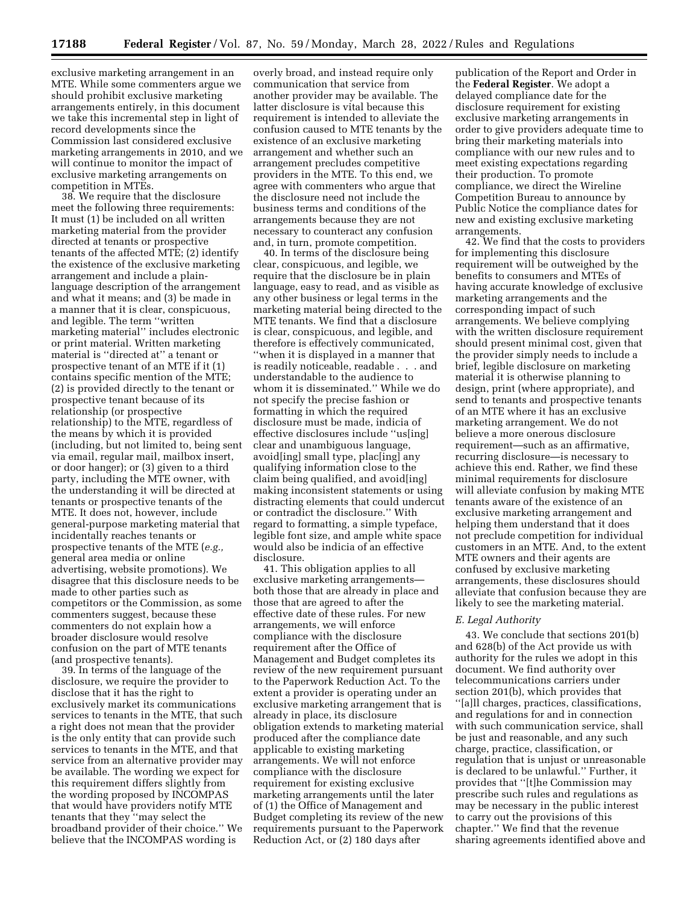exclusive marketing arrangement in an MTE. While some commenters argue we should prohibit exclusive marketing arrangements entirely, in this document we take this incremental step in light of record developments since the Commission last considered exclusive marketing arrangements in 2010, and we will continue to monitor the impact of exclusive marketing arrangements on competition in MTEs.

38. We require that the disclosure meet the following three requirements: It must (1) be included on all written marketing material from the provider directed at tenants or prospective tenants of the affected MTE; (2) identify the existence of the exclusive marketing arrangement and include a plain-language description of the arrangement and what it means; and (3) be made in a manner that it is clear, conspicuous, and legible. The term ''written marketing material'' includes electronic or print material. Written marketing material is ''directed at'' a tenant or prospective tenant of an MTE if it (1) contains specific mention of the MTE; (2) is provided directly to the tenant or prospective tenant because of its relationship (or prospective relationship) to the MTE, regardless of the means by which it is provided (including, but not limited to, being sent via email, regular mail, mailbox insert, or door hanger); or (3) given to a third party, including the MTE owner, with the understanding it will be directed at tenants or prospective tenants of the MTE. It does not, however, include general-purpose marketing material that incidentally reaches tenants or prospective tenants of the MTE (*e.g.,* general area media or online advertising, website promotions). We disagree that this disclosure needs to be made to other parties such as competitors or the Commission, as some commenters suggest, because these commenters do not explain how a broader disclosure would resolve confusion on the part of MTE tenants (and prospective tenants).

39. In terms of the language of the disclosure, we require the provider to disclose that it has the right to exclusively market its communications services to tenants in the MTE, that such a right does not mean that the provider is the only entity that can provide such services to tenants in the MTE, and that service from an alternative provider may be available. The wording we expect for this requirement differs slightly from the wording proposed by INCOMPAS that would have providers notify MTE tenants that they ''may select the broadband provider of their choice.'' We believe that the INCOMPAS wording is overly broad, and instead require only communication that service from another provider may be available. The latter disclosure is vital because this requirement is intended to alleviate the confusion caused to MTE tenants by the existence of an exclusive marketing arrangement and whether such an arrangement precludes competitive providers in the MTE. To this end, we agree with commenters who argue that the disclosure need not include the business terms and conditions of the arrangements because they are not necessary to counteract any confusion and, in turn, promote competition.

40. In terms of the disclosure being clear, conspicuous, and legible, we require that the disclosure be in plain language, easy to read, and as visible as any other business or legal terms in the marketing material being directed to the MTE tenants. We find that a disclosure is clear, conspicuous, and legible, and therefore is effectively communicated, ''when it is displayed in a manner that is readily noticeable, readable . . . and understandable to the audience to whom it is disseminated.'' While we do not specify the precise fashion or formatting in which the required disclosure must be made, indicia of effective disclosures include ''us[ing] clear and unambiguous language, avoid[ing] small type, plac[ing] any qualifying information close to the claim being qualified, and avoid[ing] making inconsistent statements or using distracting elements that could undercut or contradict the disclosure.'' With regard to formatting, a simple typeface, legible font size, and ample white space would also be indicia of an effective disclosure.

41. This obligation applies to all exclusive marketing arrangements—both those that are already in place and those that are agreed to after the effective date of these rules. For new arrangements, we will enforce compliance with the disclosure requirement after the Office of Management and Budget completes its review of the new requirement pursuant to the Paperwork Reduction Act. To the extent a provider is operating under an exclusive marketing arrangement that is already in place, its disclosure obligation extends to marketing material produced after the compliance date applicable to existing marketing arrangements. We will not enforce compliance with the disclosure requirement for existing exclusive marketing arrangements until the later of (1) the Office of Management and Budget completing its review of the new requirements pursuant to the Paperwork Reduction Act, or (2) 180 days after publication of the Report and Order in the **Federal Register**. We adopt a delayed compliance date for the disclosure requirement for existing exclusive marketing arrangements in order to give providers adequate time to bring their marketing materials into compliance with our new rules and to meet existing expectations regarding their production. To promote compliance, we direct the Wireline Competition Bureau to announce by Public Notice the compliance dates for new and existing exclusive marketing arrangements.

42. We find that the costs to providers for implementing this disclosure requirement will be outweighed by the benefits to consumers and MTEs of having accurate knowledge of exclusive marketing arrangements and the corresponding impact of such arrangements. We believe complying with the written disclosure requirement should present minimal cost, given that the provider simply needs to include a brief, legible disclosure on marketing material it is otherwise planning to design, print (where appropriate), and send to tenants and prospective tenants of an MTE where it has an exclusive marketing arrangement. We do not believe a more onerous disclosure requirement—such as an affirmative, recurring disclosure—is necessary to achieve this end. Rather, we find these minimal requirements for disclosure will alleviate confusion by making MTE tenants aware of the existence of an exclusive marketing arrangement and helping them understand that it does not preclude competition for individual customers in an MTE. And, to the extent MTE owners and their agents are confused by exclusive marketing arrangements, these disclosures should alleviate that confusion because they are likely to see the marketing material.

### *E. Legal Authority*

43. We conclude that sections 201(b) and 628(b) of the Act provide us with authority for the rules we adopt in this document. We find authority over telecommunications carriers under section 201(b), which provides that ''[a]ll charges, practices, classifications, and regulations for and in connection with such communication service, shall be just and reasonable, and any such charge, practice, classification, or regulation that is unjust or unreasonable is declared to be unlawful.'' Further, it provides that ''[t]he Commission may prescribe such rules and regulations as may be necessary in the public interest to carry out the provisions of this chapter.'' We find that the revenue sharing agreements identified above and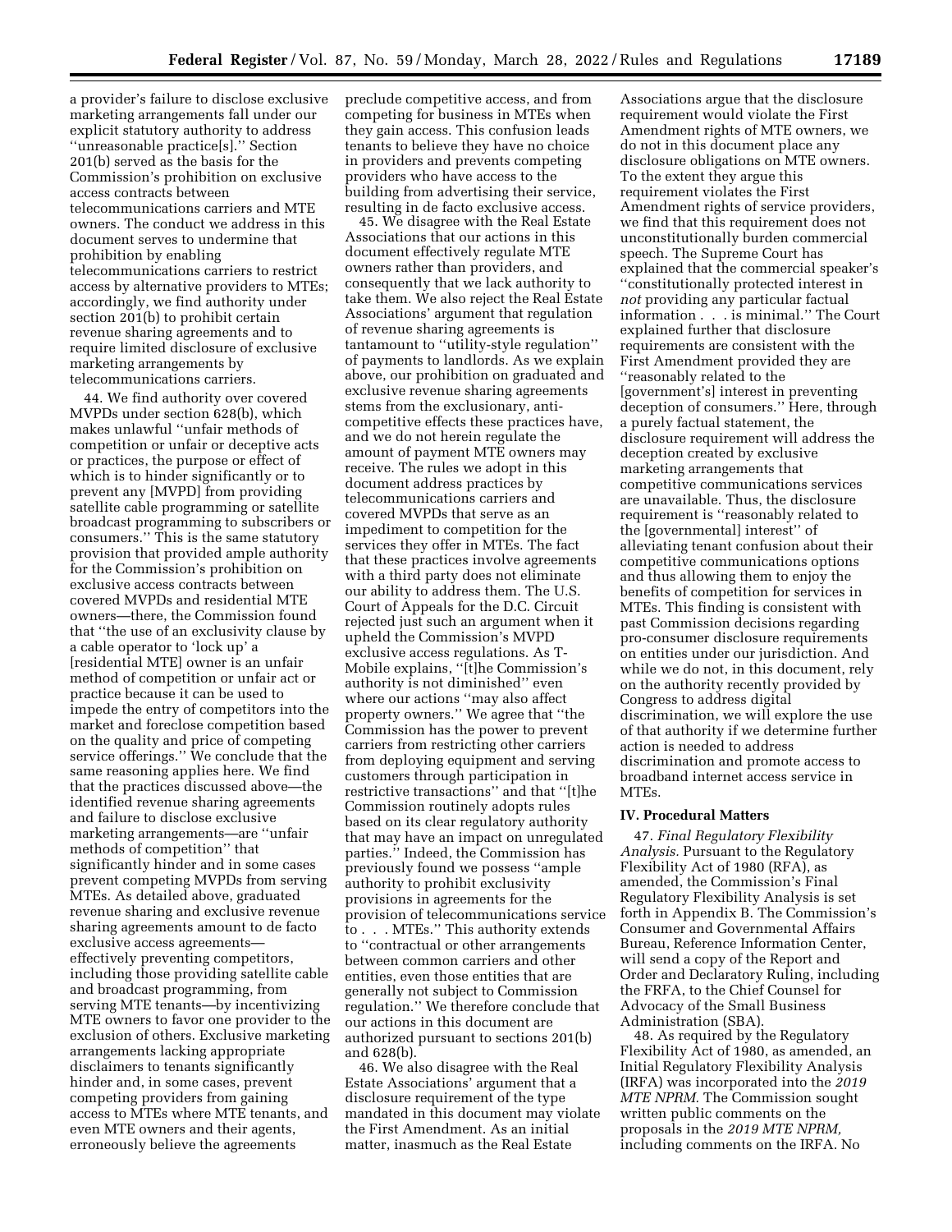a provider's failure to disclose exclusive marketing arrangements fall under our explicit statutory authority to address ''unreasonable practice[s].'' Section 201(b) served as the basis for the Commission's prohibition on exclusive access contracts between telecommunications carriers and MTE owners. The conduct we address in this document serves to undermine that prohibition by enabling telecommunications carriers to restrict access by alternative providers to MTEs; accordingly, we find authority under section 201(b) to prohibit certain revenue sharing agreements and to require limited disclosure of exclusive marketing arrangements by telecommunications carriers.

44. We find authority over covered MVPDs under section 628(b), which makes unlawful ''unfair methods of competition or unfair or deceptive acts or practices, the purpose or effect of which is to hinder significantly or to prevent any [MVPD] from providing satellite cable programming or satellite broadcast programming to subscribers or consumers.'' This is the same statutory provision that provided ample authority for the Commission's prohibition on exclusive access contracts between covered MVPDs and residential MTE owners—there, the Commission found that ''the use of an exclusivity clause by a cable operator to 'lock up' a [residential MTE] owner is an unfair method of competition or unfair act or practice because it can be used to impede the entry of competitors into the market and foreclose competition based on the quality and price of competing service offerings.'' We conclude that the same reasoning applies here. We find that the practices discussed above—the identified revenue sharing agreements and failure to disclose exclusive marketing arrangements—are ''unfair methods of competition'' that significantly hinder and in some cases prevent competing MVPDs from serving MTEs. As detailed above, graduated revenue sharing and exclusive revenue sharing agreements amount to de facto exclusive access agreements—effectively preventing competitors, including those providing satellite cable and broadcast programming, from serving MTE tenants—by incentivizing MTE owners to favor one provider to the exclusion of others. Exclusive marketing arrangements lacking appropriate disclaimers to tenants significantly hinder and, in some cases, prevent competing providers from gaining access to MTEs where MTE tenants, and even MTE owners and their agents, erroneously believe the agreements preclude competitive access, and from competing for business in MTEs when they gain access. This confusion leads tenants to believe they have no choice in providers and prevents competing providers who have access to the building from advertising their service, resulting in de facto exclusive access.

45. We disagree with the Real Estate Associations that our actions in this document effectively regulate MTE owners rather than providers, and consequently that we lack authority to take them. We also reject the Real Estate Associations' argument that regulation of revenue sharing agreements is tantamount to ''utility-style regulation'' of payments to landlords. As we explain above, our prohibition on graduated and exclusive revenue sharing agreements stems from the exclusionary, anti-competitive effects these practices have, and we do not herein regulate the amount of payment MTE owners may receive. The rules we adopt in this document address practices by telecommunications carriers and covered MVPDs that serve as an impediment to competition for the services they offer in MTEs. The fact that these practices involve agreements with a third party does not eliminate our ability to address them. The U.S. Court of Appeals for the D.C. Circuit rejected just such an argument when it upheld the Commission's MVPD exclusive access regulations. As T-Mobile explains, ''[t]he Commission's authority is not diminished'' even where our actions ''may also affect property owners.'' We agree that ''the Commission has the power to prevent carriers from restricting other carriers from deploying equipment and serving customers through participation in restrictive transactions'' and that ''[t]he Commission routinely adopts rules based on its clear regulatory authority that may have an impact on unregulated parties.'' Indeed, the Commission has previously found we possess ''ample authority to prohibit exclusivity provisions in agreements for the provision of telecommunications service to . . . MTEs.'' This authority extends to ''contractual or other arrangements between common carriers and other entities, even those entities that are generally not subject to Commission regulation.'' We therefore conclude that our actions in this document are authorized pursuant to sections 201(b) and 628(b).

46. We also disagree with the Real Estate Associations' argument that a disclosure requirement of the type mandated in this document may violate the First Amendment. As an initial matter, inasmuch as the Real Estate Associations argue that the disclosure requirement would violate the First Amendment rights of MTE owners, we do not in this document place any disclosure obligations on MTE owners. To the extent they argue this requirement violates the First Amendment rights of service providers, we find that this requirement does not unconstitutionally burden commercial speech. The Supreme Court has explained that the commercial speaker's ''constitutionally protected interest in *not* providing any particular factual information . . . is minimal.'' The Court explained further that disclosure requirements are consistent with the First Amendment provided they are ''reasonably related to the [government's] interest in preventing deception of consumers.'' Here, through a purely factual statement, the disclosure requirement will address the deception created by exclusive marketing arrangements that competitive communications services are unavailable. Thus, the disclosure requirement is ''reasonably related to the [governmental] interest'' of alleviating tenant confusion about their competitive communications options and thus allowing them to enjoy the benefits of competition for services in MTEs. This finding is consistent with past Commission decisions regarding pro-consumer disclosure requirements on entities under our jurisdiction. And while we do not, in this document, rely on the authority recently provided by Congress to address digital discrimination, we will explore the use of that authority if we determine further action is needed to address discrimination and promote access to broadband internet access service in MTEs.

## IV. Procedural Matters

47. *Final Regulatory Flexibility Analysis.* Pursuant to the Regulatory Flexibility Act of 1980 (RFA), as amended, the Commission's Final Regulatory Flexibility Analysis is set forth in Appendix B. The Commission's Consumer and Governmental Affairs Bureau, Reference Information Center, will send a copy of the Report and Order and Declaratory Ruling, including the FRFA, to the Chief Counsel for Advocacy of the Small Business Administration (SBA).

48. As required by the Regulatory Flexibility Act of 1980, as amended, an Initial Regulatory Flexibility Analysis (IRFA) was incorporated into the *2019 MTE NPRM.* The Commission sought written public comments on the proposals in the *2019 MTE NPRM,* including comments on the IRFA. No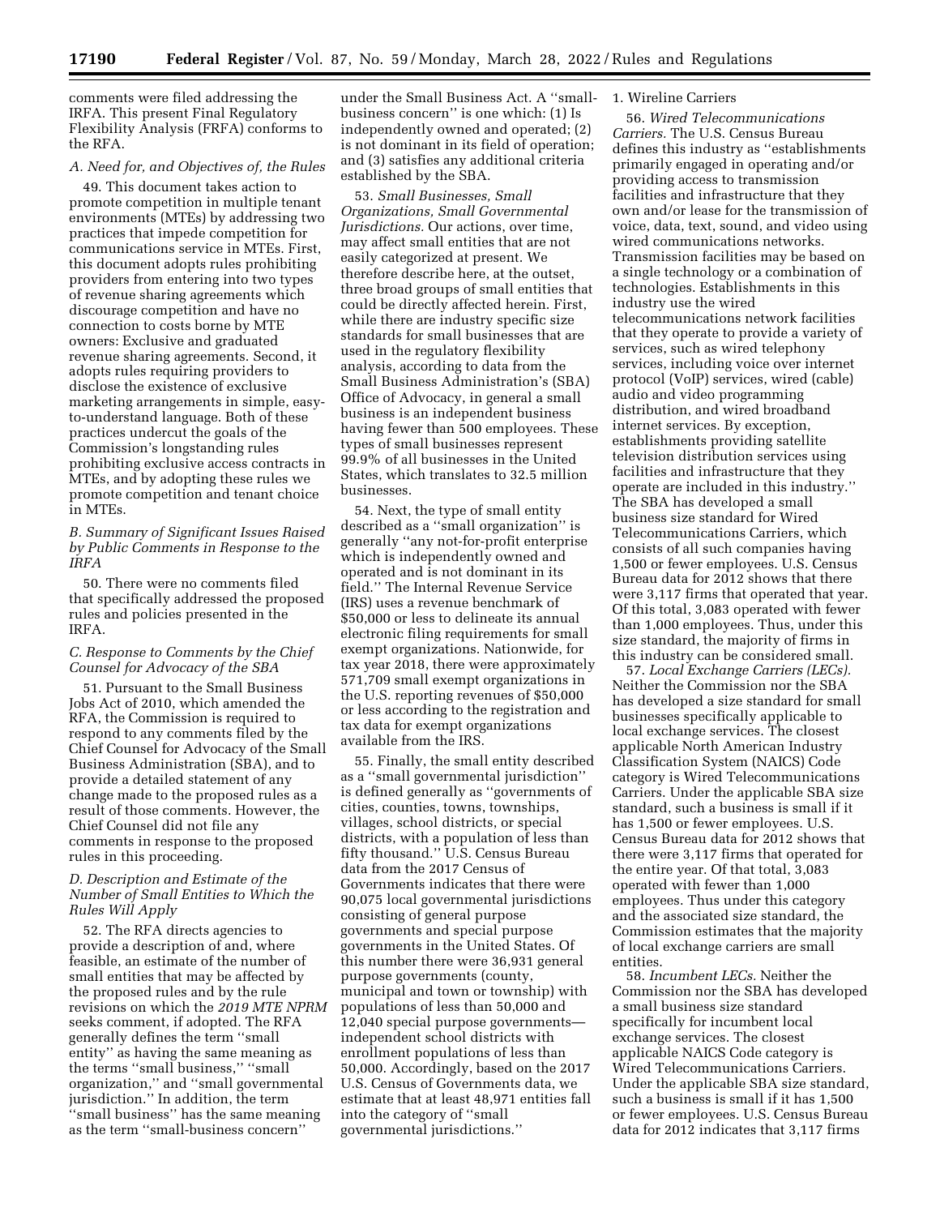comments were filed addressing the IRFA. This present Final Regulatory Flexibility Analysis (FRFA) conforms to the RFA.

### A. Need for, and Objectives of, the Rules

49. This document takes action to promote competition in multiple tenant environments (MTEs) by addressing two practices that impede competition for communications service in MTEs. First, this document adopts rules prohibiting providers from entering into two types of revenue sharing agreements which discourage competition and have no connection to costs borne by MTE owners: Exclusive and graduated revenue sharing agreements. Second, it adopts rules requiring providers to disclose the existence of exclusive marketing arrangements in simple, easy-to-understand language. Both of these practices undercut the goals of the Commission's longstanding rules prohibiting exclusive access contracts in MTEs, and by adopting these rules we promote competition and tenant choice in MTEs.

### B. Summary of Significant Issues Raised by Public Comments in Response to the IRFA

50. There were no comments filed that specifically addressed the proposed rules and policies presented in the IRFA.

### C. Response to Comments by the Chief Counsel for Advocacy of the SBA

51. Pursuant to the Small Business Jobs Act of 2010, which amended the RFA, the Commission is required to respond to any comments filed by the Chief Counsel for Advocacy of the Small Business Administration (SBA), and to provide a detailed statement of any change made to the proposed rules as a result of those comments. However, the Chief Counsel did not file any comments in response to the proposed rules in this proceeding.

### D. Description and Estimate of the Number of Small Entities to Which the Rules Will Apply

52. The RFA directs agencies to provide a description of and, where feasible, an estimate of the number of small entities that may be affected by the proposed rules and by the rule revisions on which the *2019 MTE NPRM* seeks comment, if adopted. The RFA generally defines the term ''small entity'' as having the same meaning as the terms ''small business,'' ''small organization,'' and ''small governmental jurisdiction.'' In addition, the term ''small business'' has the same meaning as the term ''small-business concern'' under the Small Business Act. A ''small-business concern'' is one which: (1) Is independently owned and operated; (2) is not dominant in its field of operation; and (3) satisfies any additional criteria established by the SBA.

53. *Small Businesses, Small Organizations, Small Governmental Jurisdictions.* Our actions, over time, may affect small entities that are not easily categorized at present. We therefore describe here, at the outset, three broad groups of small entities that could be directly affected herein. First, while there are industry specific size standards for small businesses that are used in the regulatory flexibility analysis, according to data from the Small Business Administration's (SBA) Office of Advocacy, in general a small business is an independent business having fewer than 500 employees. These types of small businesses represent 99.9% of all businesses in the United States, which translates to 32.5 million businesses.

54. Next, the type of small entity described as a ''small organization'' is generally ''any not-for-profit enterprise which is independently owned and operated and is not dominant in its field.'' The Internal Revenue Service (IRS) uses a revenue benchmark of $50,000 or less to delineate its annual electronic filing requirements for small exempt organizations. Nationwide, for tax year 2018, there were approximately 571,709 small exempt organizations in the U.S. reporting revenues of $50,000 or less according to the registration and tax data for exempt organizations available from the IRS.

55. Finally, the small entity described as a ''small governmental jurisdiction'' is defined generally as ''governments of cities, counties, towns, townships, villages, school districts, or special districts, with a population of less than fifty thousand.'' U.S. Census Bureau data from the 2017 Census of Governments indicates that there were 90,075 local governmental jurisdictions consisting of general purpose governments and special purpose governments in the United States. Of this number there were 36,931 general purpose governments (county, municipal and town or township) with populations of less than 50,000 and 12,040 special purpose governments—independent school districts with enrollment populations of less than 50,000. Accordingly, based on the 2017 U.S. Census of Governments data, we estimate that at least 48,971 entities fall into the category of ''small governmental jurisdictions.''

#### 1. Wireline Carriers

56. *Wired Telecommunications Carriers.* The U.S. Census Bureau defines this industry as ''establishments primarily engaged in operating and/or providing access to transmission facilities and infrastructure that they own and/or lease for the transmission of voice, data, text, sound, and video using wired communications networks. Transmission facilities may be based on a single technology or a combination of technologies. Establishments in this industry use the wired telecommunications network facilities that they operate to provide a variety of services, such as wired telephony services, including voice over internet protocol (VoIP) services, wired (cable) audio and video programming distribution, and wired broadband internet services. By exception, establishments providing satellite television distribution services using facilities and infrastructure that they operate are included in this industry.'' The SBA has developed a small business size standard for Wired Telecommunications Carriers, which consists of all such companies having 1,500 or fewer employees. U.S. Census Bureau data for 2012 shows that there were 3,117 firms that operated that year. Of this total, 3,083 operated with fewer than 1,000 employees. Thus, under this size standard, the majority of firms in this industry can be considered small.

57. *Local Exchange Carriers (LECs).* Neither the Commission nor the SBA has developed a size standard for small businesses specifically applicable to local exchange services. The closest applicable North American Industry Classification System (NAICS) Code category is Wired Telecommunications Carriers. Under the applicable SBA size standard, such a business is small if it has 1,500 or fewer employees. U.S. Census Bureau data for 2012 shows that there were 3,117 firms that operated for the entire year. Of that total, 3,083 operated with fewer than 1,000 employees. Thus under this category and the associated size standard, the Commission estimates that the majority of local exchange carriers are small entities.

58. *Incumbent LECs.* Neither the Commission nor the SBA has developed a small business size standard specifically for incumbent local exchange services. The closest applicable NAICS Code category is Wired Telecommunications Carriers. Under the applicable SBA size standard, such a business is small if it has 1,500 or fewer employees. U.S. Census Bureau data for 2012 indicates that 3,117 firms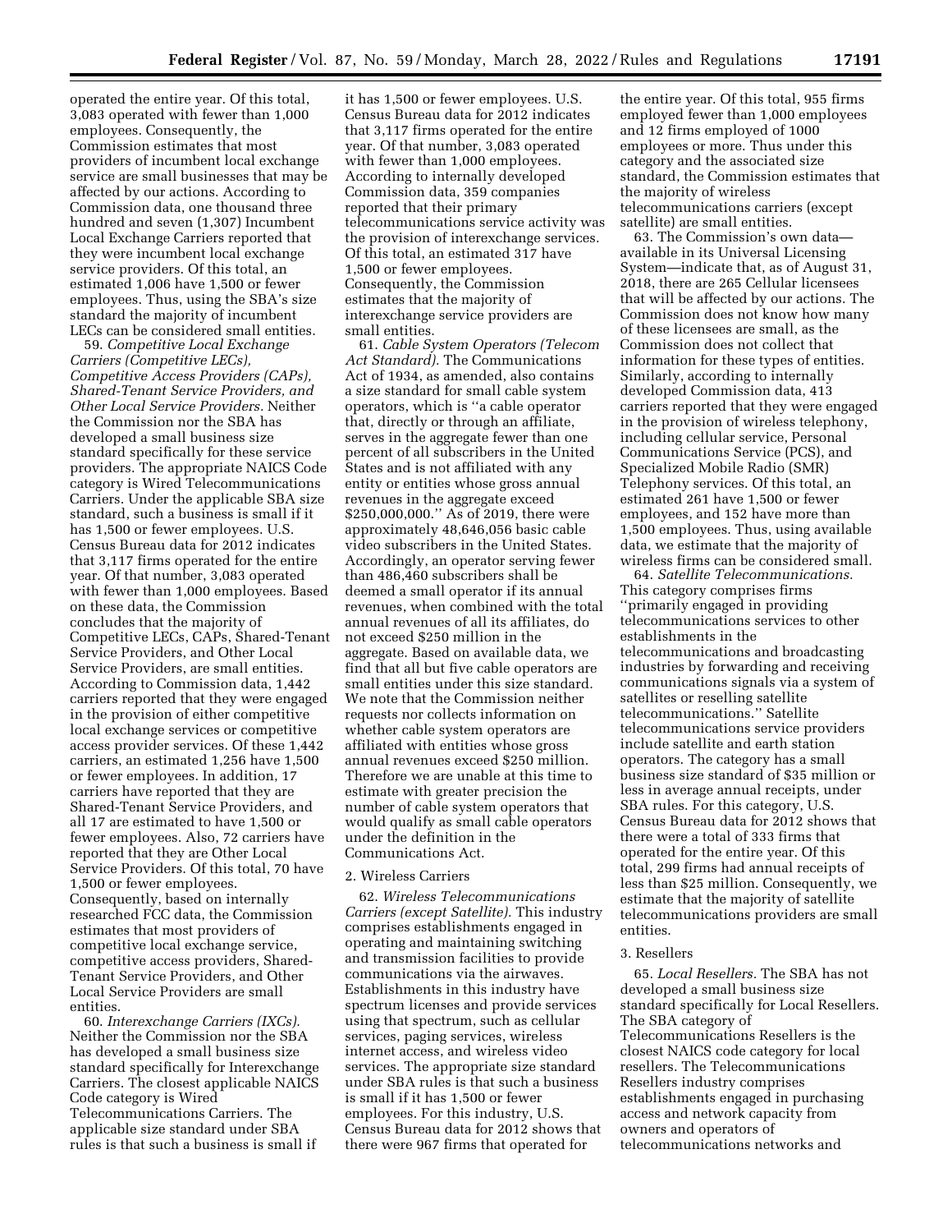operated the entire year. Of this total, 3,083 operated with fewer than 1,000 employees. Consequently, the Commission estimates that most providers of incumbent local exchange service are small businesses that may be affected by our actions. According to Commission data, one thousand three hundred and seven (1,307) Incumbent Local Exchange Carriers reported that they were incumbent local exchange service providers. Of this total, an estimated 1,006 have 1,500 or fewer employees. Thus, using the SBA's size standard the majority of incumbent LECs can be considered small entities.

59. *Competitive Local Exchange Carriers (Competitive LECs), Competitive Access Providers (CAPs), Shared-Tenant Service Providers, and Other Local Service Providers.* Neither the Commission nor the SBA has developed a small business size standard specifically for these service providers. The appropriate NAICS Code category is Wired Telecommunications Carriers. Under the applicable SBA size standard, such a business is small if it has 1,500 or fewer employees. U.S. Census Bureau data for 2012 indicates that 3,117 firms operated for the entire year. Of that number, 3,083 operated with fewer than 1,000 employees. Based on these data, the Commission concludes that the majority of Competitive LECs, CAPs, Shared-Tenant Service Providers, and Other Local Service Providers, are small entities. According to Commission data, 1,442 carriers reported that they were engaged in the provision of either competitive local exchange services or competitive access provider services. Of these 1,442 carriers, an estimated 1,256 have 1,500 or fewer employees. In addition, 17 carriers have reported that they are Shared-Tenant Service Providers, and all 17 are estimated to have 1,500 or fewer employees. Also, 72 carriers have reported that they are Other Local Service Providers. Of this total, 70 have 1,500 or fewer employees. Consequently, based on internally researched FCC data, the Commission estimates that most providers of competitive local exchange service, competitive access providers, Shared-Tenant Service Providers, and Other Local Service Providers are small entities.

60. *Interexchange Carriers (IXCs).* Neither the Commission nor the SBA has developed a small business size standard specifically for Interexchange Carriers. The closest applicable NAICS Code category is Wired Telecommunications Carriers. The applicable size standard under SBA rules is that such a business is small if it has 1,500 or fewer employees. U.S. Census Bureau data for 2012 indicates that 3,117 firms operated for the entire year. Of that number, 3,083 operated with fewer than 1,000 employees. According to internally developed Commission data, 359 companies reported that their primary telecommunications service activity was the provision of interexchange services. Of this total, an estimated 317 have 1,500 or fewer employees. Consequently, the Commission estimates that the majority of interexchange service providers are small entities.

61. *Cable System Operators (Telecom Act Standard).* The Communications Act of 1934, as amended, also contains a size standard for small cable system operators, which is ''a cable operator that, directly or through an affiliate, serves in the aggregate fewer than one percent of all subscribers in the United States and is not affiliated with any entity or entities whose gross annual revenues in the aggregate exceed $250,000,000.'' As of 2019, there were approximately 48,646,056 basic cable video subscribers in the United States. Accordingly, an operator serving fewer than 486,460 subscribers shall be deemed a small operator if its annual revenues, when combined with the total annual revenues of all its affiliates, do not exceed $250 million in the aggregate. Based on available data, we find that all but five cable operators are small entities under this size standard. We note that the Commission neither requests nor collects information on whether cable system operators are affiliated with entities whose gross annual revenues exceed $250 million. Therefore we are unable at this time to estimate with greater precision the number of cable system operators that would qualify as small cable operators under the definition in the Communications Act.

2. Wireless Carriers

62. *Wireless Telecommunications Carriers (except Satellite).* This industry comprises establishments engaged in operating and maintaining switching and transmission facilities to provide communications via the airwaves. Establishments in this industry have spectrum licenses and provide services using that spectrum, such as cellular services, paging services, wireless internet access, and wireless video services. The appropriate size standard under SBA rules is that such a business is small if it has 1,500 or fewer employees. For this industry, U.S. Census Bureau data for 2012 shows that there were 967 firms that operated for the entire year. Of this total, 955 firms employed fewer than 1,000 employees and 12 firms employed of 1000 employees or more. Thus under this category and the associated size standard, the Commission estimates that the majority of wireless telecommunications carriers (except satellite) are small entities.

63. The Commission's own data—available in its Universal Licensing System—indicate that, as of August 31, 2018, there are 265 Cellular licensees that will be affected by our actions. The Commission does not know how many of these licensees are small, as the Commission does not collect that information for these types of entities. Similarly, according to internally developed Commission data, 413 carriers reported that they were engaged in the provision of wireless telephony, including cellular service, Personal Communications Service (PCS), and Specialized Mobile Radio (SMR) Telephony services. Of this total, an estimated 261 have 1,500 or fewer employees, and 152 have more than 1,500 employees. Thus, using available data, we estimate that the majority of wireless firms can be considered small.

64. *Satellite Telecommunications.* This category comprises firms ''primarily engaged in providing telecommunications services to other establishments in the telecommunications and broadcasting industries by forwarding and receiving communications signals via a system of satellites or reselling satellite telecommunications.'' Satellite telecommunications service providers include satellite and earth station operators. The category has a small business size standard of $35 million or less in average annual receipts, under SBA rules. For this category, U.S. Census Bureau data for 2012 shows that there were a total of 333 firms that operated for the entire year. Of this total, 299 firms had annual receipts of less than $25 million. Consequently, we estimate that the majority of satellite telecommunications providers are small entities.

3. Resellers

65. *Local Resellers.* The SBA has not developed a small business size standard specifically for Local Resellers. The SBA category of Telecommunications Resellers is the closest NAICS code category for local resellers. The Telecommunications Resellers industry comprises establishments engaged in purchasing access and network capacity from owners and operators of telecommunications networks and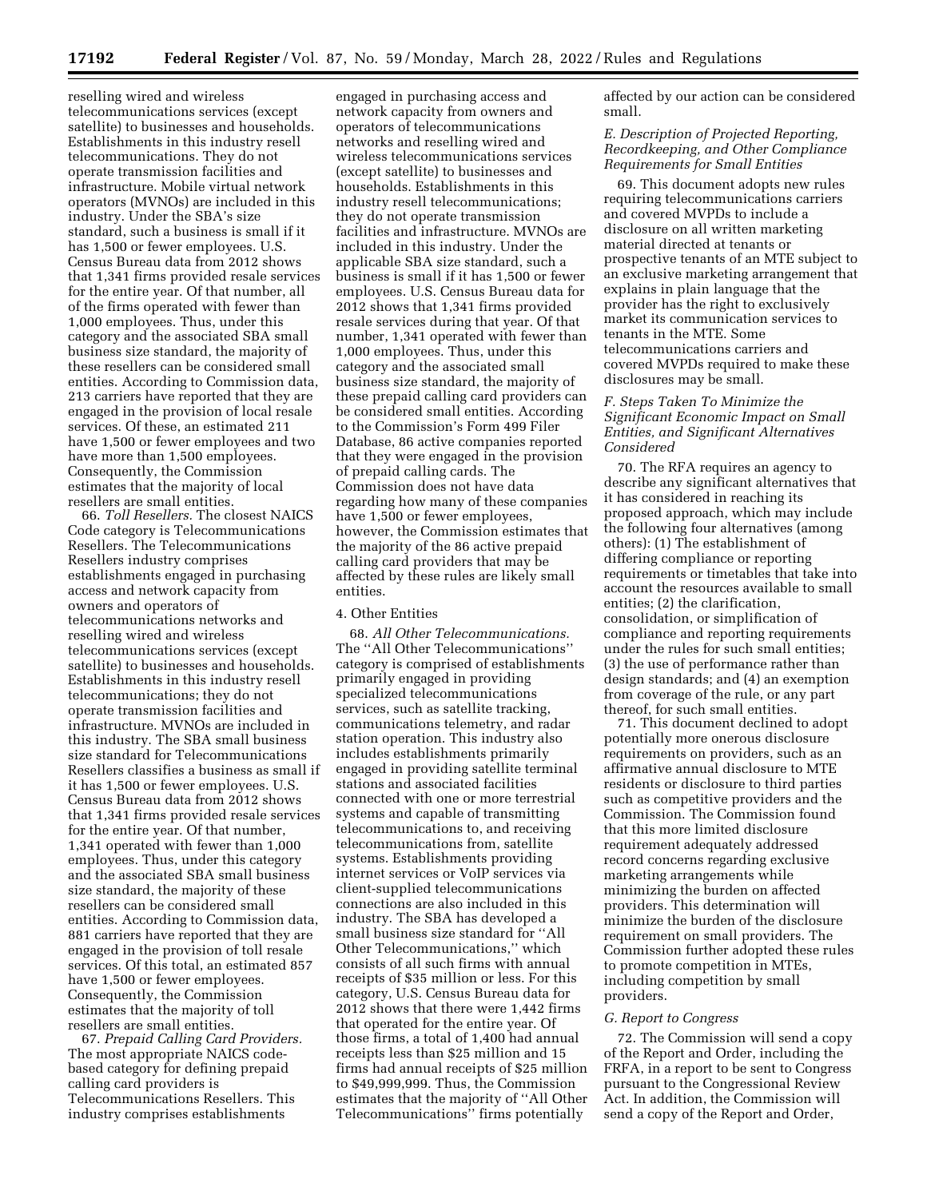reselling wired and wireless telecommunications services (except satellite) to businesses and households. Establishments in this industry resell telecommunications. They do not operate transmission facilities and infrastructure. Mobile virtual network operators (MVNOs) are included in this industry. Under the SBA's size standard, such a business is small if it has 1,500 or fewer employees. U.S. Census Bureau data from 2012 shows that 1,341 firms provided resale services for the entire year. Of that number, all of the firms operated with fewer than 1,000 employees. Thus, under this category and the associated SBA small business size standard, the majority of these resellers can be considered small entities. According to Commission data, 213 carriers have reported that they are engaged in the provision of local resale services. Of these, an estimated 211 have 1,500 or fewer employees and two have more than 1,500 employees. Consequently, the Commission estimates that the majority of local resellers are small entities.

66. *Toll Resellers.* The closest NAICS Code category is Telecommunications Resellers. The Telecommunications Resellers industry comprises establishments engaged in purchasing access and network capacity from owners and operators of telecommunications networks and reselling wired and wireless telecommunications services (except satellite) to businesses and households. Establishments in this industry resell telecommunications; they do not operate transmission facilities and infrastructure. MVNOs are included in this industry. The SBA small business size standard for Telecommunications Resellers classifies a business as small if it has 1,500 or fewer employees. U.S. Census Bureau data from 2012 shows that 1,341 firms provided resale services for the entire year. Of that number, 1,341 operated with fewer than 1,000 employees. Thus, under this category and the associated SBA small business size standard, the majority of these resellers can be considered small entities. According to Commission data, 881 carriers have reported that they are engaged in the provision of toll resale services. Of this total, an estimated 857 have 1,500 or fewer employees. Consequently, the Commission estimates that the majority of toll resellers are small entities.

67. *Prepaid Calling Card Providers.* The most appropriate NAICS code-based category for defining prepaid calling card providers is Telecommunications Resellers. This industry comprises establishments engaged in purchasing access and network capacity from owners and operators of telecommunications networks and reselling wired and wireless telecommunications services (except satellite) to businesses and households. Establishments in this industry resell telecommunications; they do not operate transmission facilities and infrastructure. MVNOs are included in this industry. Under the applicable SBA size standard, such a business is small if it has 1,500 or fewer employees. U.S. Census Bureau data for 2012 shows that 1,341 firms provided resale services during that year. Of that number, 1,341 operated with fewer than 1,000 employees. Thus, under this category and the associated small business size standard, the majority of these prepaid calling card providers can be considered small entities. According to the Commission's Form 499 Filer Database, 86 active companies reported that they were engaged in the provision of prepaid calling cards. The Commission does not have data regarding how many of these companies have 1,500 or fewer employees, however, the Commission estimates that the majority of the 86 active prepaid calling card providers that may be affected by these rules are likely small entities.

4. Other Entities

68. *All Other Telecommunications.* The ''All Other Telecommunications'' category is comprised of establishments primarily engaged in providing specialized telecommunications services, such as satellite tracking, communications telemetry, and radar station operation. This industry also includes establishments primarily engaged in providing satellite terminal stations and associated facilities connected with one or more terrestrial systems and capable of transmitting telecommunications to, and receiving telecommunications from, satellite systems. Establishments providing internet services or VoIP services via client-supplied telecommunications connections are also included in this industry. The SBA has developed a small business size standard for ''All Other Telecommunications,'' which consists of all such firms with annual receipts of $35 million or less. For this category, U.S. Census Bureau data for 2012 shows that there were 1,442 firms that operated for the entire year. Of those firms, a total of 1,400 had annual receipts less than $25 million and 15 firms had annual receipts of $25 million to $49,999,999. Thus, the Commission estimates that the majority of ''All Other Telecommunications'' firms potentially affected by our action can be considered small.

### E. Description of Projected Reporting, Recordkeeping, and Other Compliance Requirements for Small Entities

69. This document adopts new rules requiring telecommunications carriers and covered MVPDs to include a disclosure on all written marketing material directed at tenants or prospective tenants of an MTE subject to an exclusive marketing arrangement that explains in plain language that the provider has the right to exclusively market its communication services to tenants in the MTE. Some telecommunications carriers and covered MVPDs required to make these disclosures may be small.

### F. Steps Taken To Minimize the Significant Economic Impact on Small Entities, and Significant Alternatives Considered

70. The RFA requires an agency to describe any significant alternatives that it has considered in reaching its proposed approach, which may include the following four alternatives (among others): (1) The establishment of differing compliance or reporting requirements or timetables that take into account the resources available to small entities; (2) the clarification, consolidation, or simplification of compliance and reporting requirements under the rules for such small entities; (3) the use of performance rather than design standards; and (4) an exemption from coverage of the rule, or any part thereof, for such small entities.

71. This document declined to adopt potentially more onerous disclosure requirements on providers, such as an affirmative annual disclosure to MTE residents or disclosure to third parties such as competitive providers and the Commission. The Commission found that this more limited disclosure requirement adequately addressed record concerns regarding exclusive marketing arrangements while minimizing the burden on affected providers. This determination will minimize the burden of the disclosure requirement on small providers. The Commission further adopted these rules to promote competition in MTEs, including competition by small providers.

### G. Report to Congress

72. The Commission will send a copy of the Report and Order, including the FRFA, in a report to be sent to Congress pursuant to the Congressional Review Act. In addition, the Commission will send a copy of the Report and Order,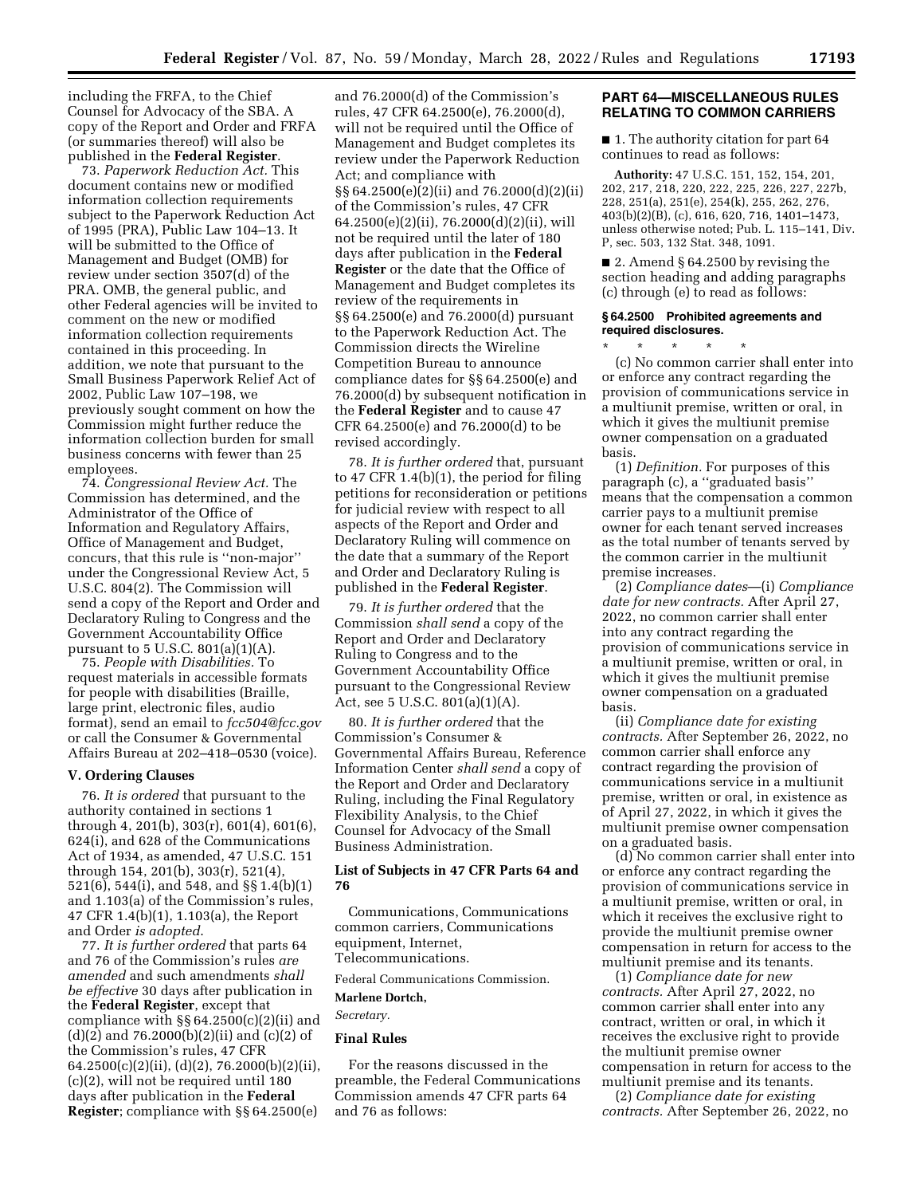including the FRFA, to the Chief Counsel for Advocacy of the SBA. A copy of the Report and Order and FRFA (or summaries thereof) will also be published in the **Federal Register**.

73. *Paperwork Reduction Act.* This document contains new or modified information collection requirements subject to the Paperwork Reduction Act of 1995 (PRA), Public Law 104–13. It will be submitted to the Office of Management and Budget (OMB) for review under section 3507(d) of the PRA. OMB, the general public, and other Federal agencies will be invited to comment on the new or modified information collection requirements contained in this proceeding. In addition, we note that pursuant to the Small Business Paperwork Relief Act of 2002, Public Law 107–198, we previously sought comment on how the Commission might further reduce the information collection burden for small business concerns with fewer than 25 employees.

74. *Congressional Review Act.* The Commission has determined, and the Administrator of the Office of Information and Regulatory Affairs, Office of Management and Budget, concurs, that this rule is ''non-major'' under the Congressional Review Act, 5 U.S.C. 804(2). The Commission will send a copy of the Report and Order and Declaratory Ruling to Congress and the Government Accountability Office pursuant to 5 U.S.C. 801(a)(1)(A).

75. *People with Disabilities.* To request materials in accessible formats for people with disabilities (Braille, large print, electronic files, audio format), send an email to *fcc504@fcc.gov* or call the Consumer & Governmental Affairs Bureau at 202–418–0530 (voice).

## V. Ordering Clauses

76. *It is ordered* that pursuant to the authority contained in sections 1 through 4, 201(b), 303(r), 601(4), 601(6), 624(i), and 628 of the Communications Act of 1934, as amended, 47 U.S.C. 151 through 154, 201(b), 303(r), 521(4), 521(6), 544(i), and 548, and §§ 1.4(b)(1) and 1.103(a) of the Commission's rules, 47 CFR 1.4(b)(1), 1.103(a), the Report and Order *is adopted.*

77. *It is further ordered* that parts 64 and 76 of the Commission's rules *are amended* and such amendments *shall be effective* 30 days after publication in the **Federal Register**, except that compliance with §§ 64.2500(c)(2)(ii) and (d)(2) and 76.2000(b)(2)(ii) and (c)(2) of the Commission's rules, 47 CFR 64.2500(c)(2)(ii), (d)(2), 76.2000(b)(2)(ii), (c)(2), will not be required until 180 days after publication in the **Federal Register**; compliance with §§ 64.2500(e) and 76.2000(d) of the Commission's rules, 47 CFR 64.2500(e), 76.2000(d), will not be required until the Office of Management and Budget completes its review under the Paperwork Reduction Act; and compliance with §§ 64.2500(e)(2)(ii) and 76.2000(d)(2)(ii) of the Commission's rules, 47 CFR 64.2500(e)(2)(ii), 76.2000(d)(2)(ii), will not be required until the later of 180 days after publication in the **Federal Register** or the date that the Office of Management and Budget completes its review of the requirements in §§ 64.2500(e) and 76.2000(d) pursuant to the Paperwork Reduction Act. The Commission directs the Wireline Competition Bureau to announce compliance dates for §§ 64.2500(e) and 76.2000(d) by subsequent notification in the **Federal Register** and to cause 47 CFR 64.2500(e) and 76.2000(d) to be revised accordingly.

78. *It is further ordered* that, pursuant to 47 CFR 1.4(b)(1), the period for filing petitions for reconsideration or petitions for judicial review with respect to all aspects of the Report and Order and Declaratory Ruling will commence on the date that a summary of the Report and Order and Declaratory Ruling is published in the **Federal Register**.

79. *It is further ordered* that the Commission *shall send* a copy of the Report and Order and Declaratory Ruling to Congress and to the Government Accountability Office pursuant to the Congressional Review Act, see 5 U.S.C. 801(a)(1)(A).

80. *It is further ordered* that the Commission's Consumer & Governmental Affairs Bureau, Reference Information Center *shall send* a copy of the Report and Order and Declaratory Ruling, including the Final Regulatory Flexibility Analysis, to the Chief Counsel for Advocacy of the Small Business Administration.

### List of Subjects in 47 CFR Parts 64 and 76

Communications, Communications common carriers, Communications equipment, Internet, Telecommunications.

Federal Communications Commission.

**Marlene Dortch,**

*Secretary.*

### Final Rules

For the reasons discussed in the preamble, the Federal Communications Commission amends 47 CFR parts 64 and 76 as follows:

## PART 64—MISCELLANEOUS RULES RELATING TO COMMON CARRIERS

■ 1. The authority citation for part 64 continues to read as follows:

**Authority:** 47 U.S.C. 151, 152, 154, 201, 202, 217, 218, 220, 222, 225, 226, 227, 227b, 228, 251(a), 251(e), 254(k), 255, 262, 276, 403(b)(2)(B), (c), 616, 620, 716, 1401–1473, unless otherwise noted; Pub. L. 115–141, Div. P, sec. 503, 132 Stat. 348, 1091.

■ 2. Amend § 64.2500 by revising the section heading and adding paragraphs (c) through (e) to read as follows:

### § 64.2500 Prohibited agreements and required disclosures.

\* \* \* \* \*

(c) No common carrier shall enter into or enforce any contract regarding the provision of communications service in a multiunit premise, written or oral, in which it gives the multiunit premise owner compensation on a graduated basis.

(1) *Definition.* For purposes of this paragraph (c), a ''graduated basis'' means that the compensation a common carrier pays to a multiunit premise owner for each tenant served increases as the total number of tenants served by the common carrier in the multiunit premise increases.

(2) *Compliance dates*—(i) *Compliance date for new contracts.* After April 27, 2022, no common carrier shall enter into any contract regarding the provision of communications service in a multiunit premise, written or oral, in which it gives the multiunit premise owner compensation on a graduated basis.

(ii) *Compliance date for existing contracts.* After September 26, 2022, no common carrier shall enforce any contract regarding the provision of communications service in a multiunit premise, written or oral, in existence as of April 27, 2022, in which it gives the multiunit premise owner compensation on a graduated basis.

(d) No common carrier shall enter into or enforce any contract regarding the provision of communications service in a multiunit premise, written or oral, in which it receives the exclusive right to provide the multiunit premise owner compensation in return for access to the multiunit premise and its tenants.

(1) *Compliance date for new contracts.* After April 27, 2022, no common carrier shall enter into any contract, written or oral, in which it receives the exclusive right to provide the multiunit premise owner compensation in return for access to the multiunit premise and its tenants.

(2) *Compliance date for existing contracts.* After September 26, 2022, no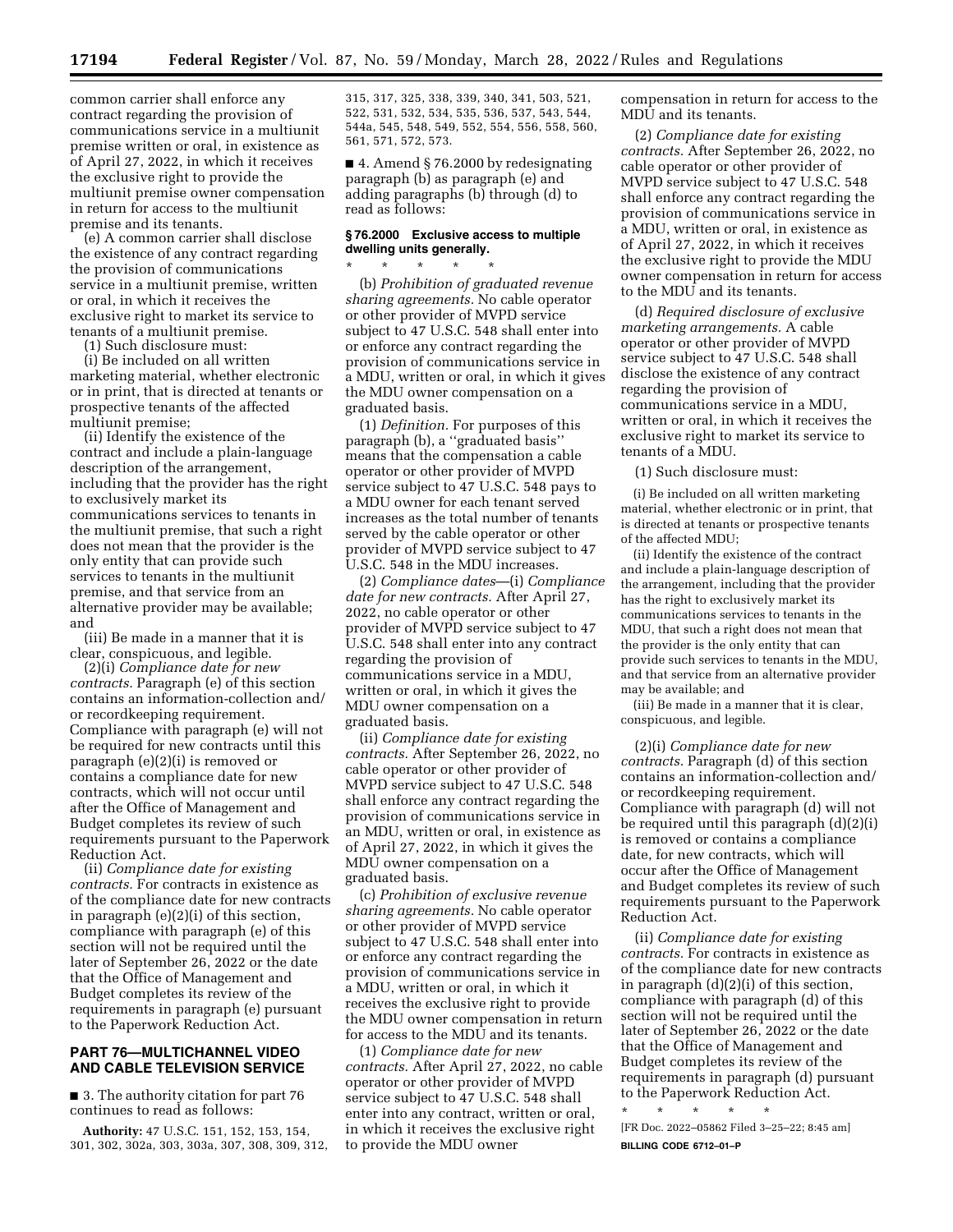common carrier shall enforce any contract regarding the provision of communications service in a multiunit premise written or oral, in existence as of April 27, 2022, in which it receives the exclusive right to provide the multiunit premise owner compensation in return for access to the multiunit premise and its tenants.

(e) A common carrier shall disclose the existence of any contract regarding the provision of communications service in a multiunit premise, written or oral, in which it receives the exclusive right to market its service to tenants of a multiunit premise.

(1) Such disclosure must:

(i) Be included on all written marketing material, whether electronic or in print, that is directed at tenants or prospective tenants of the affected multiunit premise;

(ii) Identify the existence of the contract and include a plain-language description of the arrangement, including that the provider has the right to exclusively market its communications services to tenants in the multiunit premise, that such a right does not mean that the provider is the only entity that can provide such services to tenants in the multiunit premise, and that service from an alternative provider may be available; and

(iii) Be made in a manner that it is clear, conspicuous, and legible.

(2)(i) *Compliance date for new contracts.* Paragraph (e) of this section contains an information-collection and/or recordkeeping requirement. Compliance with paragraph (e) will not be required for new contracts until this paragraph (e)(2)(i) is removed or contains a compliance date for new contracts, which will not occur until after the Office of Management and Budget completes its review of such requirements pursuant to the Paperwork Reduction Act.

(ii) *Compliance date for existing contracts.* For contracts in existence as of the compliance date for new contracts in paragraph (e)(2)(i) of this section, compliance with paragraph (e) of this section will not be required until the later of September 26, 2022 or the date that the Office of Management and Budget completes its review of the requirements in paragraph (e) pursuant to the Paperwork Reduction Act.

## PART 76—MULTICHANNEL VIDEO AND CABLE TELEVISION SERVICE

■ 3. The authority citation for part 76 continues to read as follows:

**Authority:** 47 U.S.C. 151, 152, 153, 154, 301, 302, 302a, 303, 303a, 307, 308, 309, 312, 315, 317, 325, 338, 339, 340, 341, 503, 521, 522, 531, 532, 534, 535, 536, 537, 543, 544, 544a, 545, 548, 549, 552, 554, 556, 558, 560, 561, 571, 572, 573.

■ 4. Amend § 76.2000 by redesignating paragraph (b) as paragraph (e) and adding paragraphs (b) through (d) to read as follows:

### § 76.2000 Exclusive access to multiple dwelling units generally.

\* \* \* \* \*

(b) *Prohibition of graduated revenue sharing agreements.* No cable operator or other provider of MVPD service subject to 47 U.S.C. 548 shall enter into or enforce any contract regarding the provision of communications service in a MDU, written or oral, in which it gives the MDU owner compensation on a graduated basis.

(1) *Definition.* For purposes of this paragraph (b), a ''graduated basis'' means that the compensation a cable operator or other provider of MVPD service subject to 47 U.S.C. 548 pays to a MDU owner for each tenant served increases as the total number of tenants served by the cable operator or other provider of MVPD service subject to 47 U.S.C. 548 in the MDU increases.

(2) *Compliance dates*—(i) *Compliance date for new contracts.* After April 27, 2022, no cable operator or other provider of MVPD service subject to 47 U.S.C. 548 shall enter into any contract regarding the provision of communications service in a MDU, written or oral, in which it gives the MDU owner compensation on a graduated basis.

(ii) *Compliance date for existing contracts.* After September 26, 2022, no cable operator or other provider of MVPD service subject to 47 U.S.C. 548 shall enforce any contract regarding the provision of communications service in an MDU, written or oral, in existence as of April 27, 2022, in which it gives the MDU owner compensation on a graduated basis.

(c) *Prohibition of exclusive revenue sharing agreements.* No cable operator or other provider of MVPD service subject to 47 U.S.C. 548 shall enter into or enforce any contract regarding the provision of communications service in a MDU, written or oral, in which it receives the exclusive right to provide the MDU owner compensation in return for access to the MDU and its tenants.

(1) *Compliance date for new contracts.* After April 27, 2022, no cable operator or other provider of MVPD service subject to 47 U.S.C. 548 shall enter into any contract, written or oral, in which it receives the exclusive right to provide the MDU owner compensation in return for access to the MDU and its tenants.

(2) *Compliance date for existing contracts.* After September 26, 2022, no cable operator or other provider of MVPD service subject to 47 U.S.C. 548 shall enforce any contract regarding the provision of communications service in a MDU, written or oral, in existence as of April 27, 2022, in which it receives the exclusive right to provide the MDU owner compensation in return for access to the MDU and its tenants.

(d) *Required disclosure of exclusive marketing arrangements.* A cable operator or other provider of MVPD service subject to 47 U.S.C. 548 shall disclose the existence of any contract regarding the provision of communications service in a MDU, written or oral, in which it receives the exclusive right to market its service to tenants of a MDU.

(1) Such disclosure must:

(i) Be included on all written marketing material, whether electronic or in print, that is directed at tenants or prospective tenants of the affected MDU;

(ii) Identify the existence of the contract and include a plain-language description of the arrangement, including that the provider has the right to exclusively market its communications services to tenants in the MDU, that such a right does not mean that the provider is the only entity that can provide such services to tenants in the MDU, and that service from an alternative provider may be available; and

(iii) Be made in a manner that it is clear, conspicuous, and legible.

(2)(i) *Compliance date for new contracts.* Paragraph (d) of this section contains an information-collection and/or recordkeeping requirement. Compliance with paragraph (d) will not be required until this paragraph (d)(2)(i) is removed or contains a compliance date, for new contracts, which will occur after the Office of Management and Budget completes its review of such requirements pursuant to the Paperwork Reduction Act.

(ii) *Compliance date for existing contracts.* For contracts in existence as of the compliance date for new contracts in paragraph (d)(2)(i) of this section, compliance with paragraph (d) of this section will not be required until the later of September 26, 2022 or the date that the Office of Management and Budget completes its review of the requirements in paragraph (d) pursuant to the Paperwork Reduction Act.

\* \* \* \* \*

[FR Doc. 2022–05862 Filed 3–25–22; 8:45 am]

**BILLING CODE 6712–01–P**